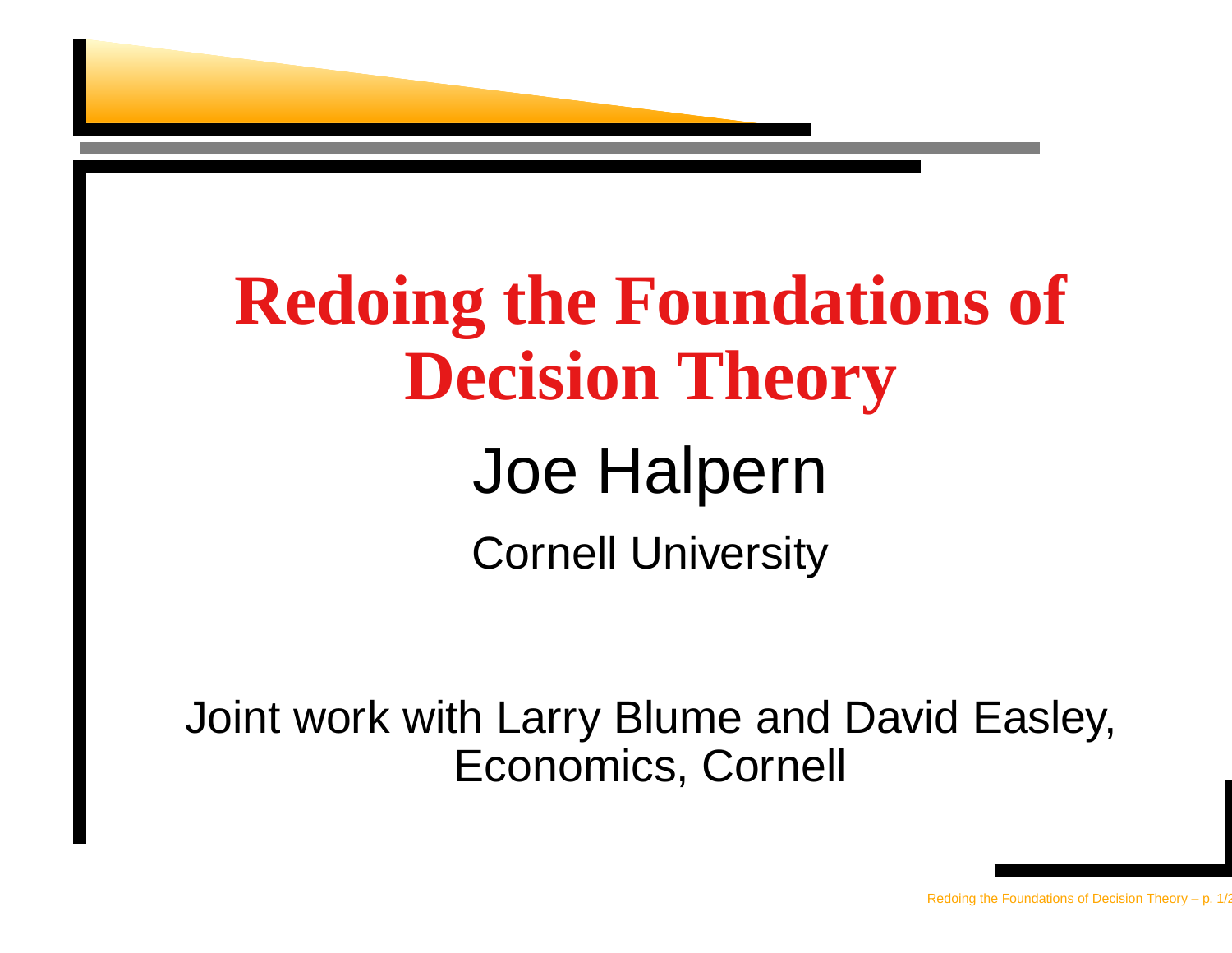# Redoing the Foundations of Decision Theory

Joe Halpern

Cornell University

Joint work with Larry Blume and David Easley, Economics, Cornell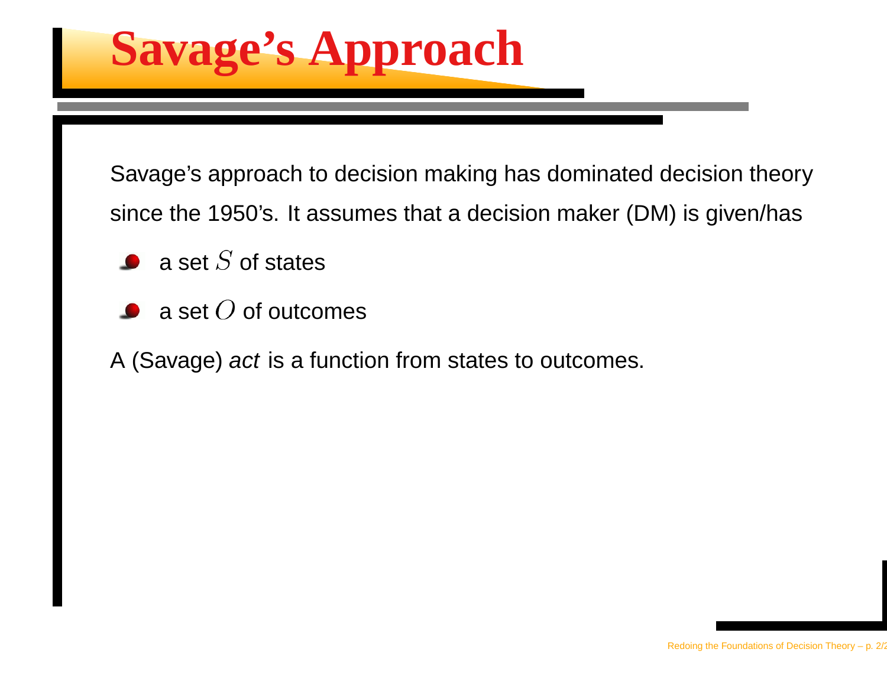# Savage's Approach

Savage's approach to decision making has dominated decision theory since the 1950's. It assumes that a decision maker (DM) is given/has

- a set $S$ of states
- a set $O$ of outcomes

A (Savage) *act* is a function from states to outcomes.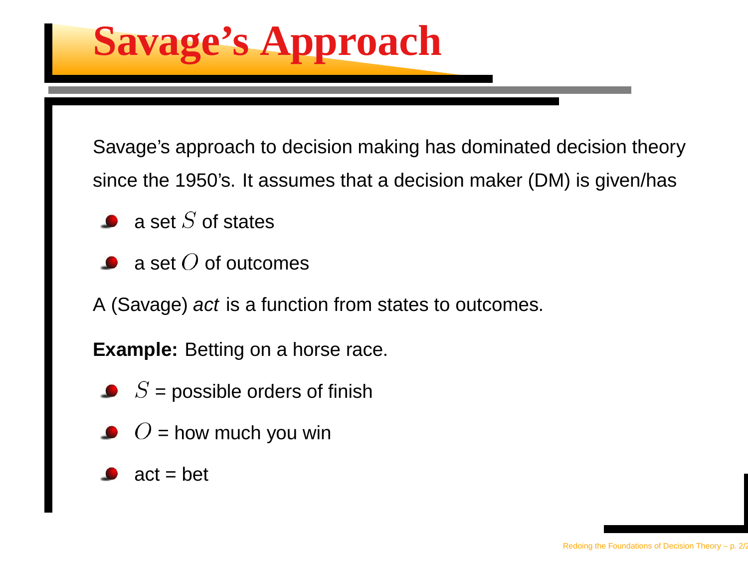# Savage's Approach

Savage's approach to decision making has dominated decision theory since the 1950's. It assumes that a decision maker (DM) is given/has

- a set $S$ of states
- a set $O$ of outcomes

A (Savage) *act* is a function from states to outcomes.

**Example:** Betting on a horse race.

- $S$ = possible orders of finish
- $O$ = how much you win
- act = bet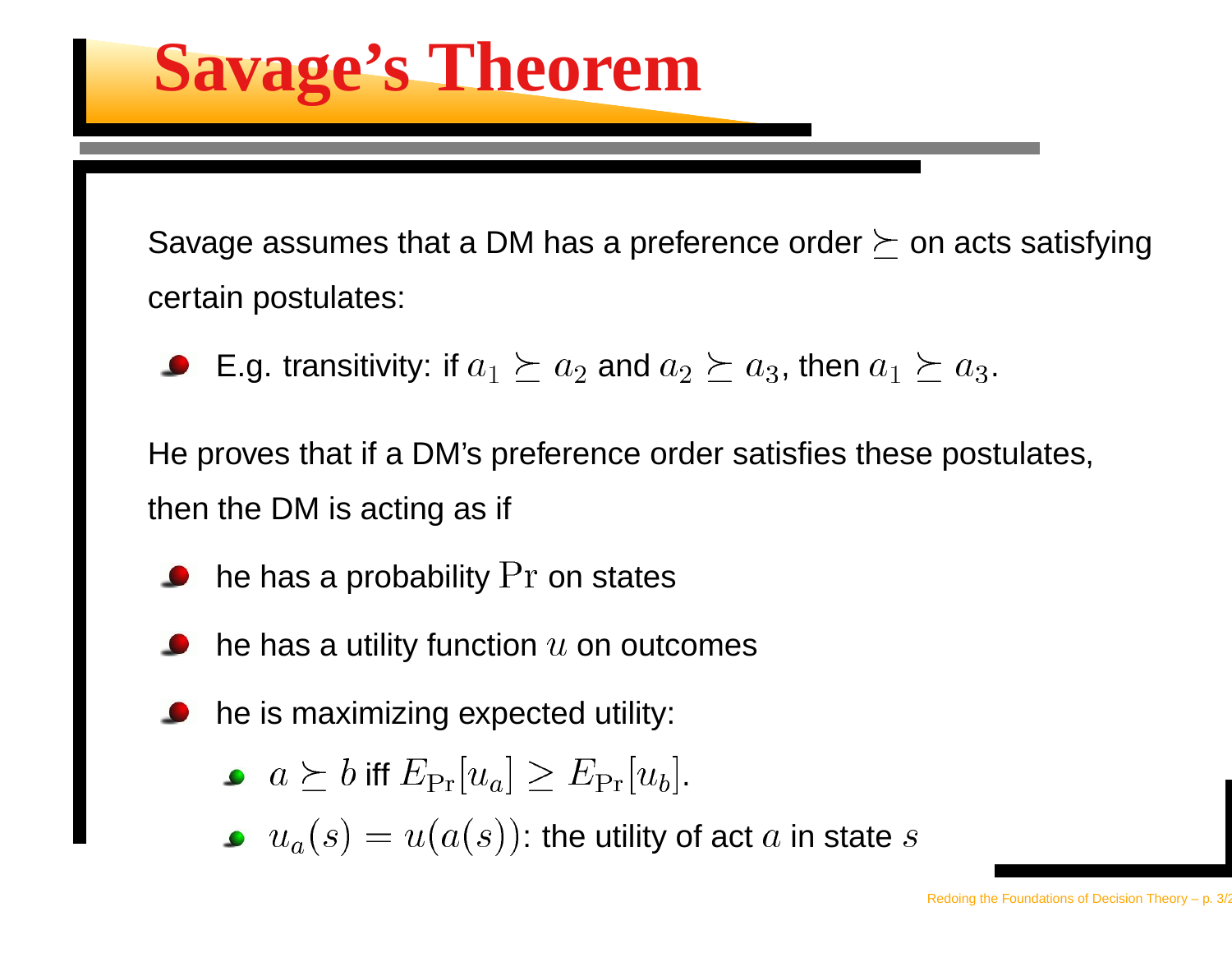# Savage's Theorem

Savage assumes that a DM has a preference order $\succeq$ on acts satisfying certain postulates:

- E.g. transitivity: if $a_1 \succeq a_2$ and $a_2 \succeq a_3$, then $a_1 \succeq a_3$.

He proves that if a DM's preference order satisfies these postulates, then the DM is acting as if

- he has a probability $\Pr$ on states
- he has a utility function $u$ on outcomes
- he is maximizing expected utility:
  - $a \succeq b$ iff $E_{\Pr}[u_a] \geq E_{\Pr}[u_b]$.
  - $u_a(s) = u(a(s))$: the utility of act $a$ in state $s$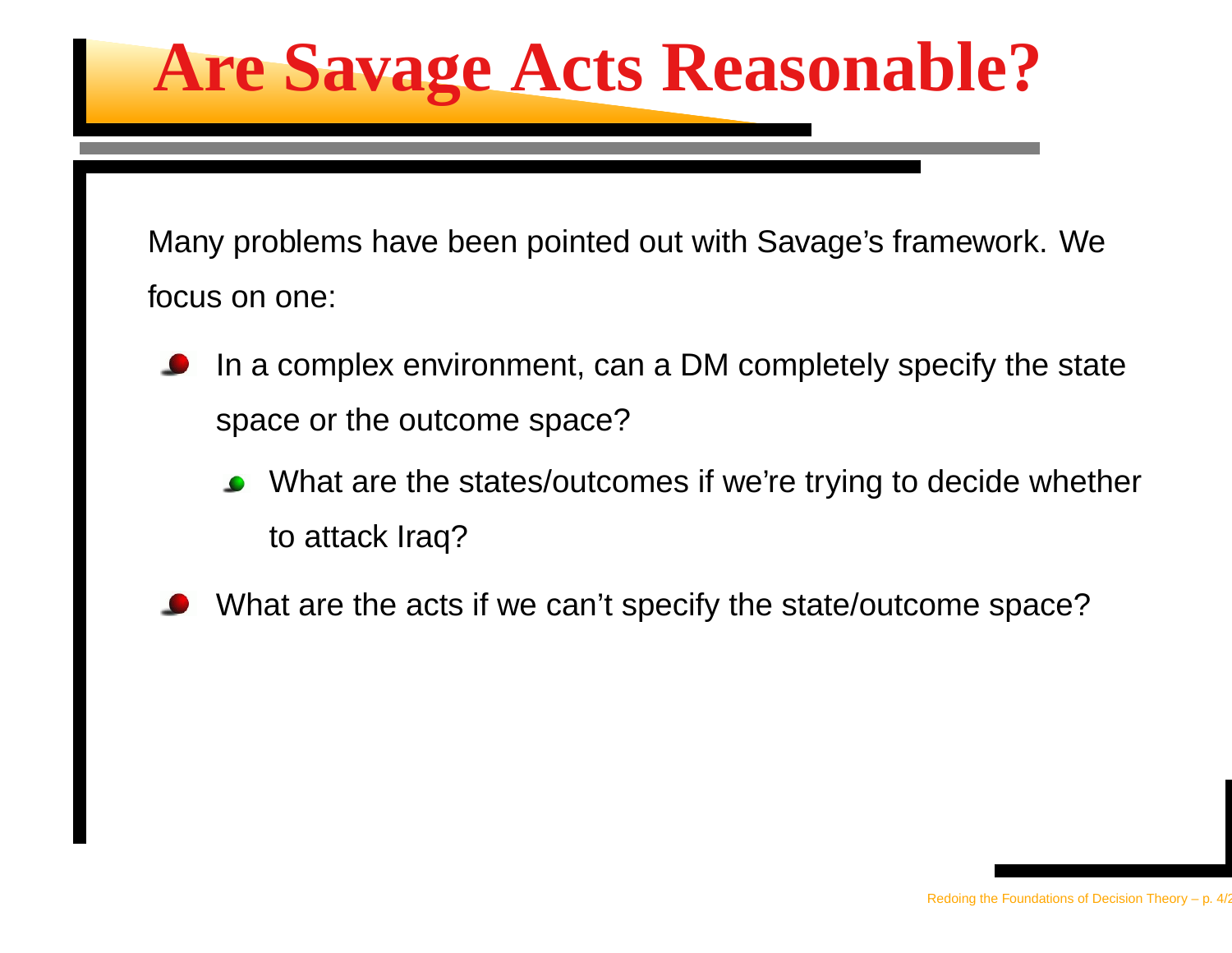# Are Savage Acts Reasonable?

Many problems have been pointed out with Savage's framework. We focus on one:

- In a complex environment, can a DM completely specify the state space or the outcome space?
  - What are the states/outcomes if we're trying to decide whether to attack Iraq?
- What are the acts if we can't specify the state/outcome space?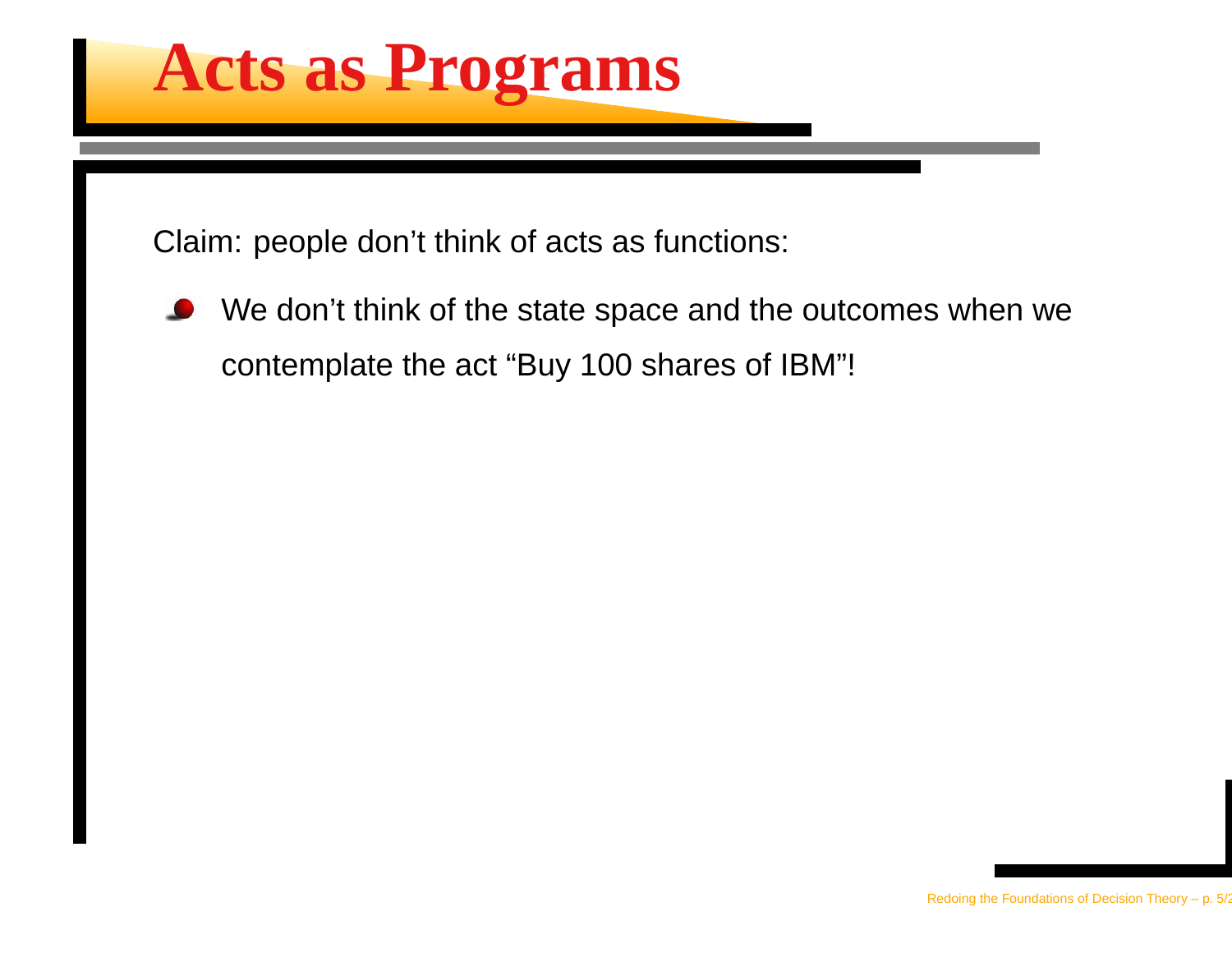# Acts as Programs

Claim: people don't think of acts as functions:

- We don't think of the state space and the outcomes when we contemplate the act "Buy 100 shares of IBM"!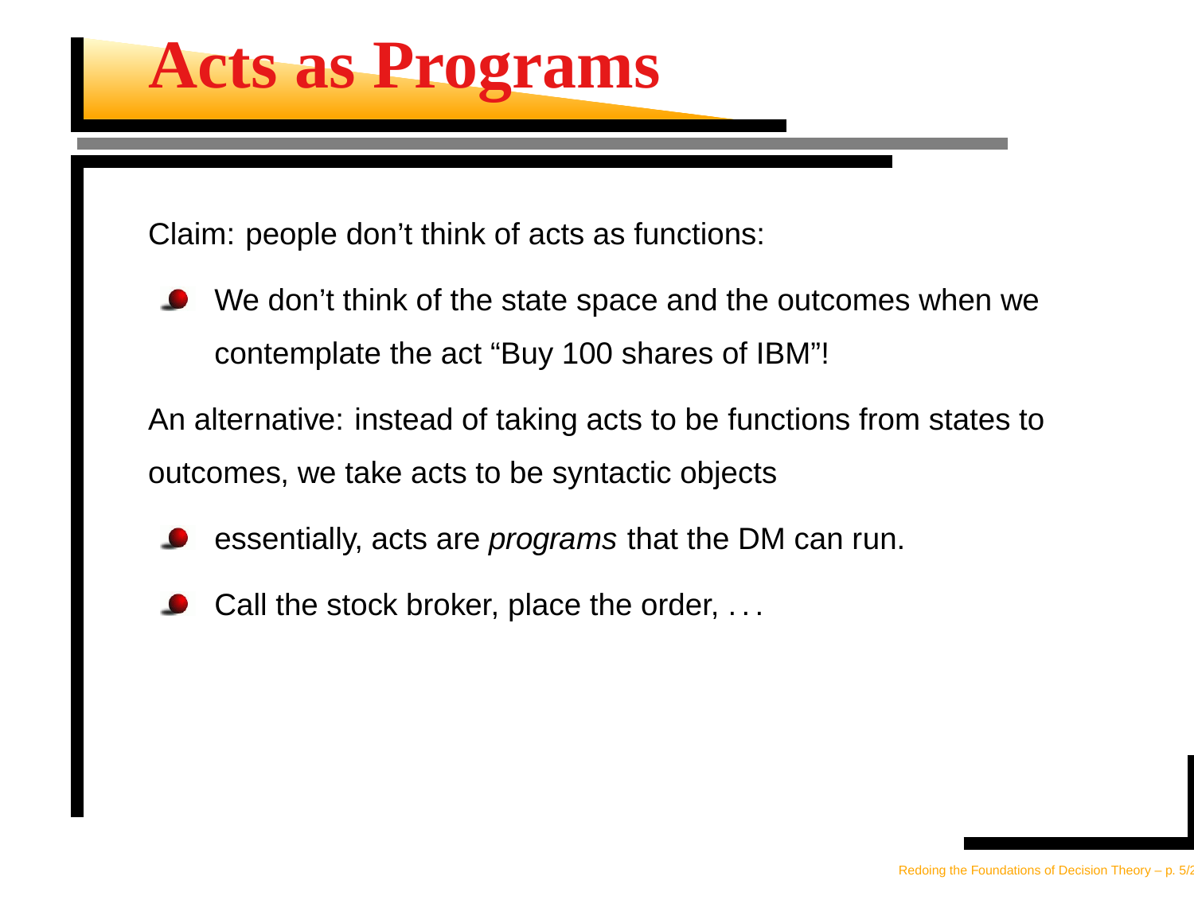# Acts as Programs

Claim: people don't think of acts as functions:

- We don't think of the state space and the outcomes when we contemplate the act "Buy 100 shares of IBM"!

An alternative: instead of taking acts to be functions from states to outcomes, we take acts to be syntactic objects

- essentially, acts are *programs* that the DM can run.
- Call the stock broker, place the order, . . .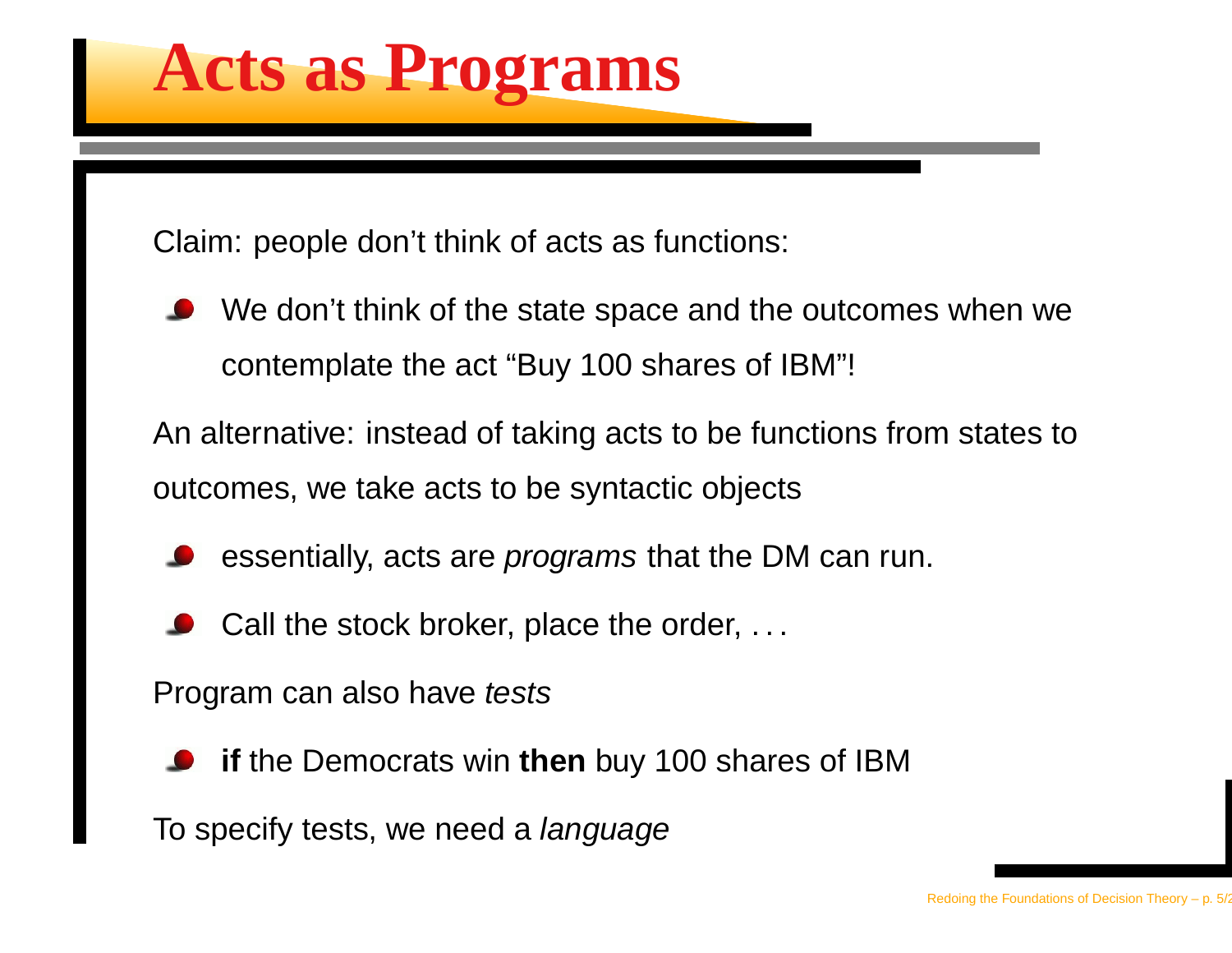# Acts as Programs

Claim: people don’t think of acts as functions:

- We don’t think of the state space and the outcomes when we contemplate the act “Buy 100 shares of IBM”!

An alternative: instead of taking acts to be functions from states to outcomes, we take acts to be syntactic objects

- essentially, acts are *programs* that the DM can run.
- Call the stock broker, place the order, . . .

Program can also have *tests*

- **if** the Democrats win **then** buy 100 shares of IBM

To specify tests, we need a *language*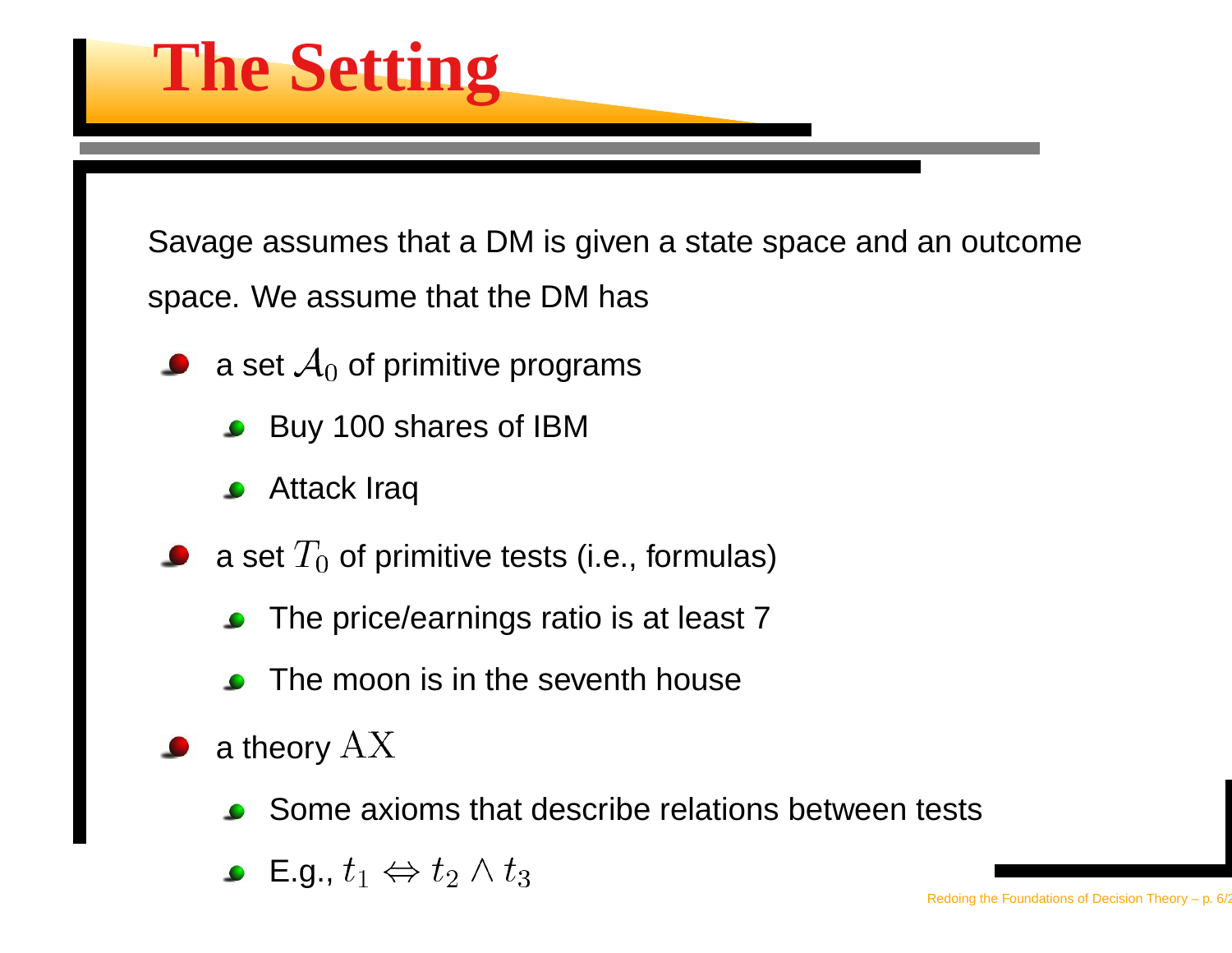# The Setting

Savage assumes that a DM is given a state space and an outcome space. We assume that the DM has

- a set $\mathcal{A}_0$ of primitive programs
  - Buy 100 shares of IBM
  - Attack Iraq
- a set $T_0$ of primitive tests (i.e., formulas)
  - The price/earnings ratio is at least 7
  - The moon is in the seventh house
- a theory $\mathrm{AX}$
  - Some axioms that describe relations between tests
  - E.g., $t_1 \Leftrightarrow t_2 \wedge t_3$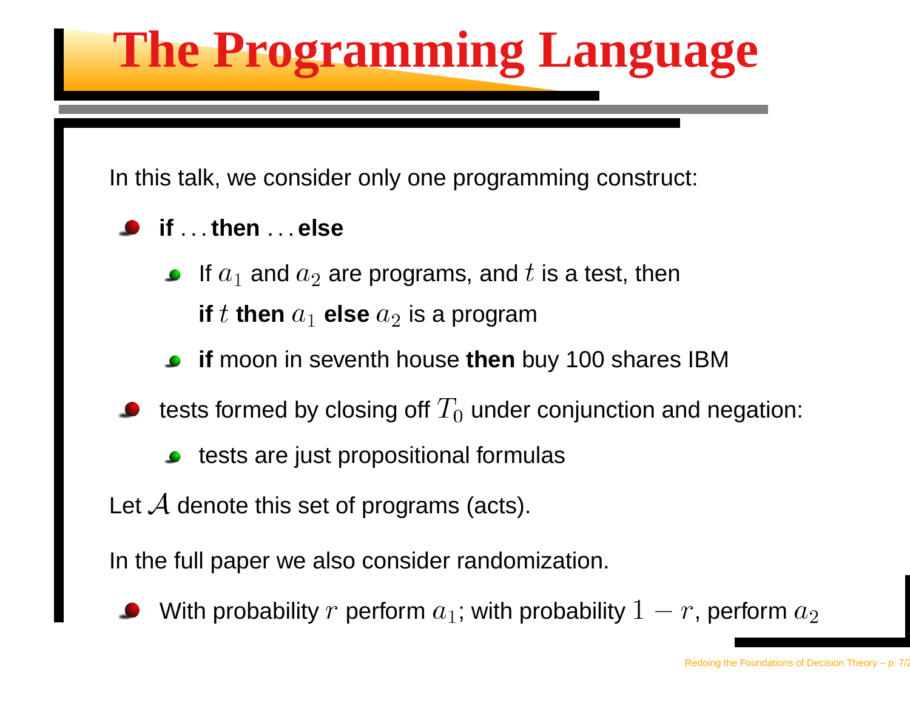# The Programming Language

In this talk, we consider only one programming construct:

- **if** . . . **then** . . . **else**
  - If $a_1$ and $a_2$ are programs, and $t$ is a test, then **if** $t$ **then** $a_1$ **else** $a_2$ is a program
  - **if** moon in seventh house **then** buy 100 shares IBM
- tests formed by closing off $T_0$ under conjunction and negation:
  - tests are just propositional formulas

Let $\mathcal{A}$ denote this set of programs (acts).

In the full paper we also consider randomization.

- With probability $r$ perform $a_1$; with probability $1 - r$, perform $a_2$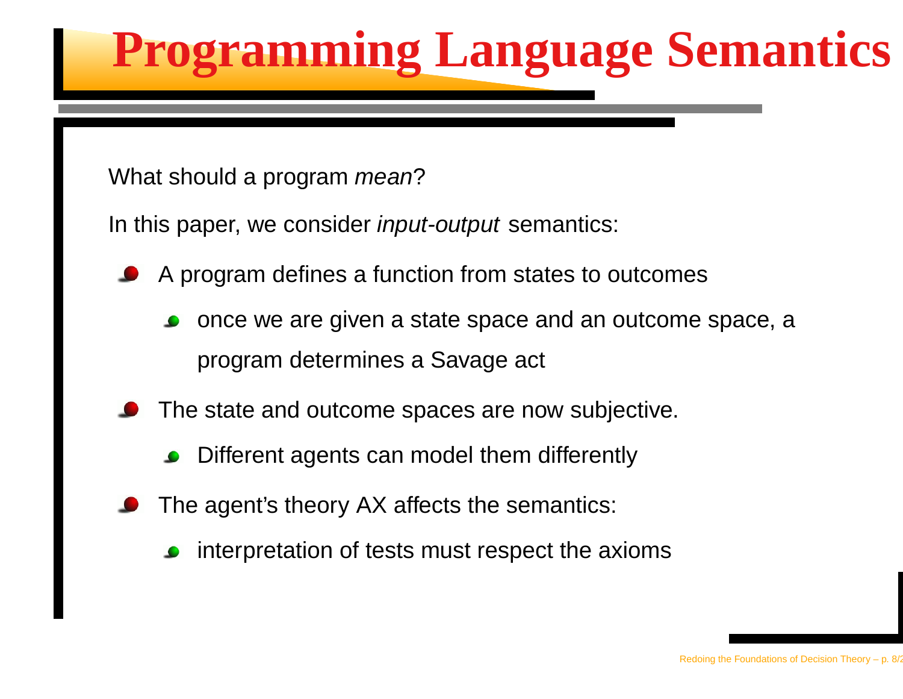# Programming Language Semantics

What should a program *mean*?

In this paper, we consider *input-output* semantics:

- A program defines a function from states to outcomes
  - once we are given a state space and an outcome space, a program determines a Savage act
- The state and outcome spaces are now subjective.
  - Different agents can model them differently
- The agent's theory AX affects the semantics:
  - interpretation of tests must respect the axioms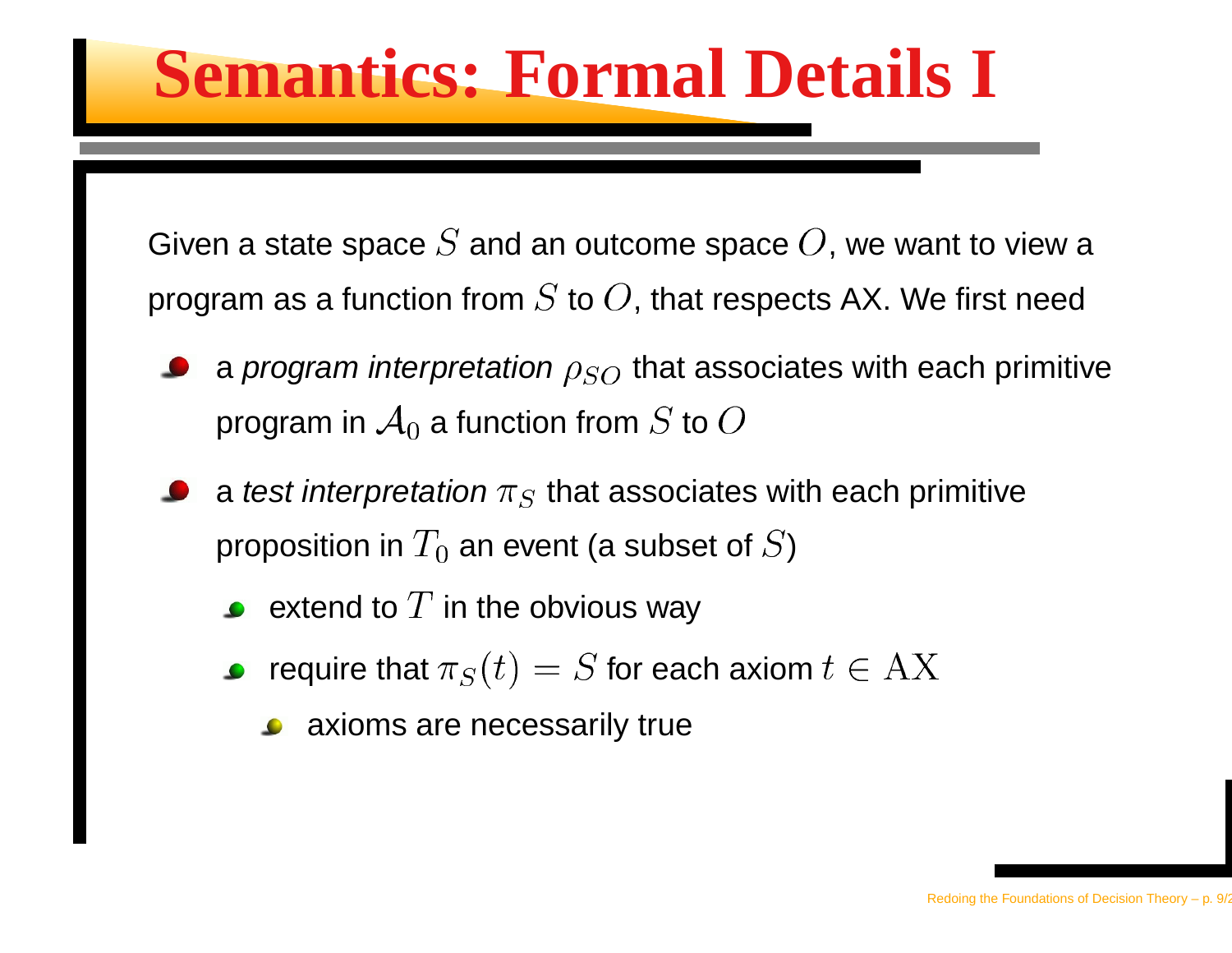# Semantics: Formal Details I

Given a state space $S$ and an outcome space $O$, we want to view a program as a function from $S$ to $O$, that respects AX. We first need

- a *program interpretation* $\rho_{SO}$ that associates with each primitive program in $\mathcal{A}_0$ a function from $S$ to $O$
- a *test interpretation* $\pi_S$ that associates with each primitive proposition in $T_0$ an event (a subset of $S$)
  - extend to $T$ in the obvious way
  - require that $\pi_S(t) = S$ for each axiom $t \in \mathrm{AX}$
    - axioms are necessarily true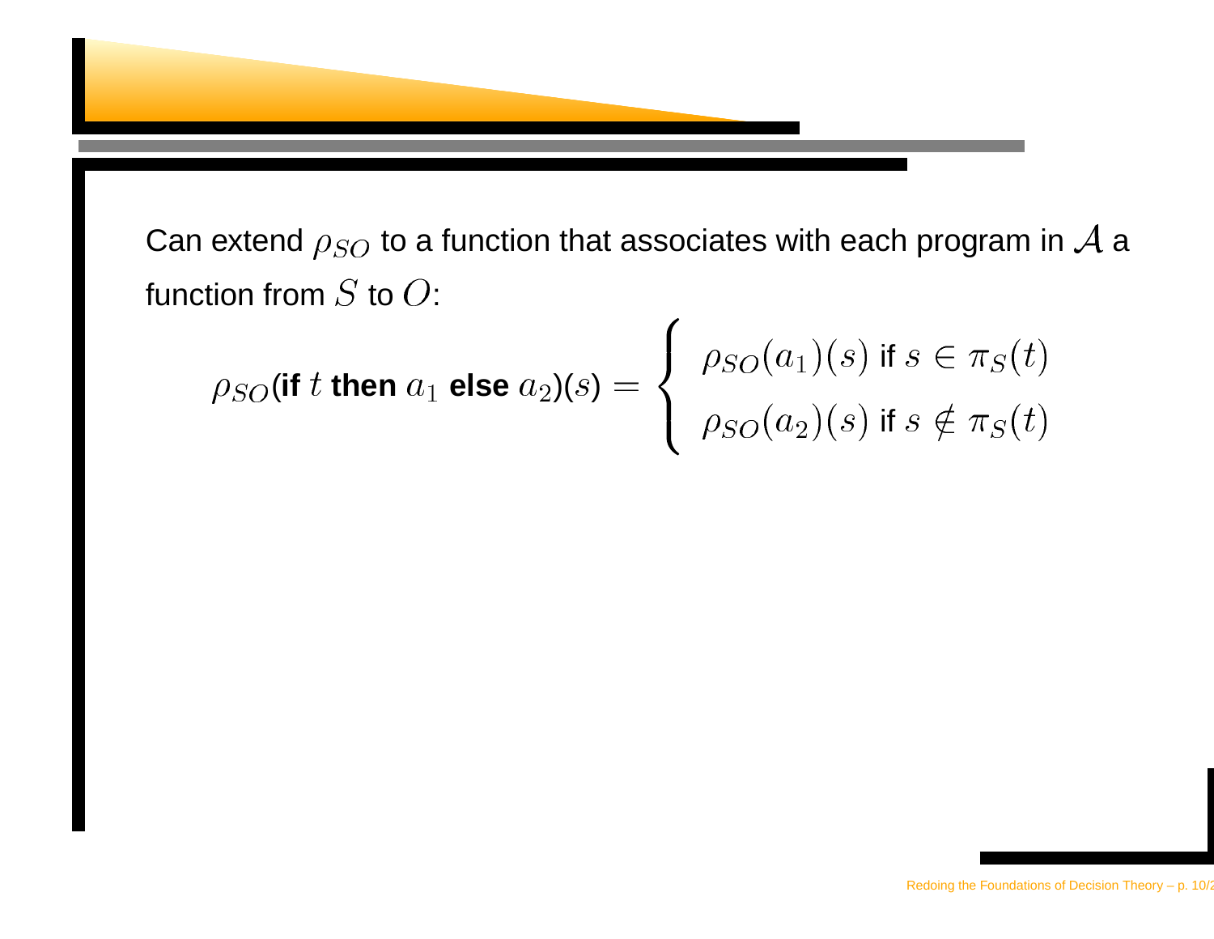Can extend $\rho_{SO}$ to a function that associates with each program in $\mathcal{A}$ a function from $S$ to $O$:

$$\rho_{SO}(\textbf{if } t \textbf{ then } a_1 \textbf{ else } a_2)(s) = \begin{cases} \rho_{SO}(a_1)(s) \text{ if } s \in \pi_S(t) \\ \rho_{SO}(a_2)(s) \text{ if } s \notin \pi_S(t) \end{cases}$$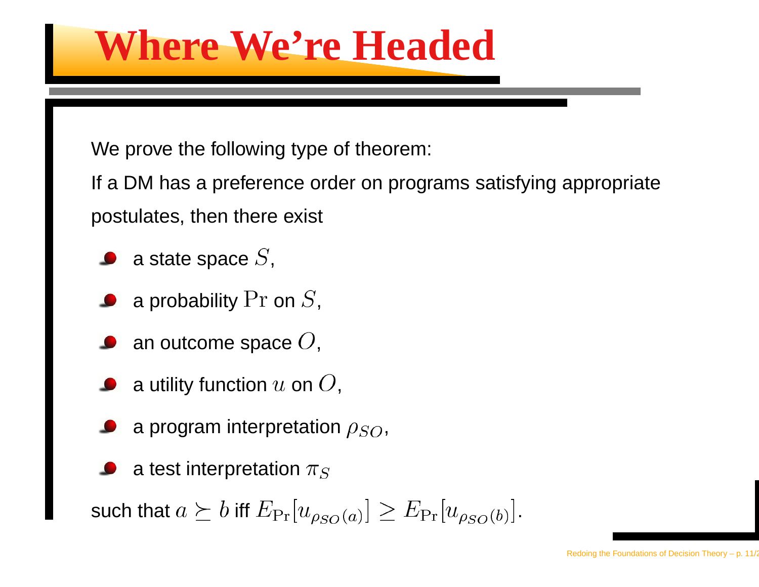# Where We're Headed

We prove the following type of theorem:

If a DM has a preference order on programs satisfying appropriate postulates, then there exist

- a state space $S$,
- a probability $\Pr$ on $S$,
- an outcome space $O$,
- a utility function $u$ on $O$,
- a program interpretation $\rho_{SO}$,
- a test interpretation $\pi_S$

such that $a \succeq b$ iff $E_{\Pr}[u_{\rho_{SO}(a)}] \geq E_{\Pr}[u_{\rho_{SO}(b)}]$.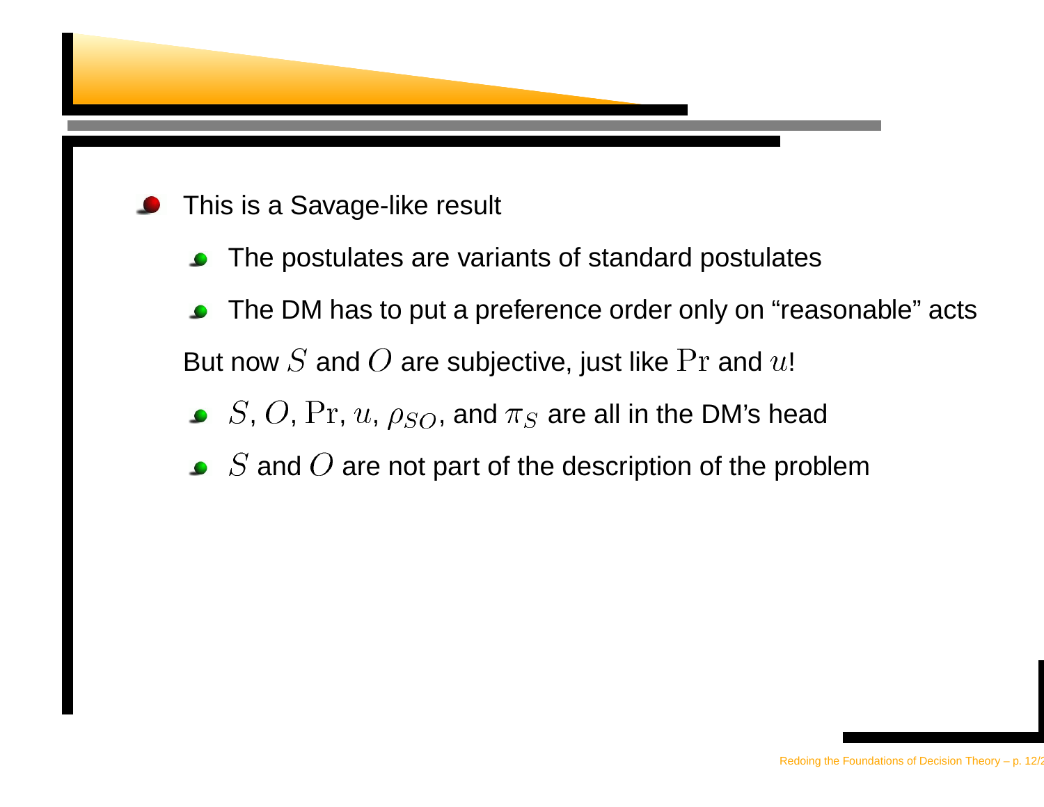- This is a Savage-like result
  - The postulates are variants of standard postulates
  - The DM has to put a preference order only on “reasonable” acts

  But now $S$ and $O$ are subjective, just like $\Pr$ and $u$!

  - $S$, $O$, $\Pr$, $u$, $\rho_{SO}$, and $\pi_S$ are all in the DM’s head
  - $S$ and $O$ are not part of the description of the problem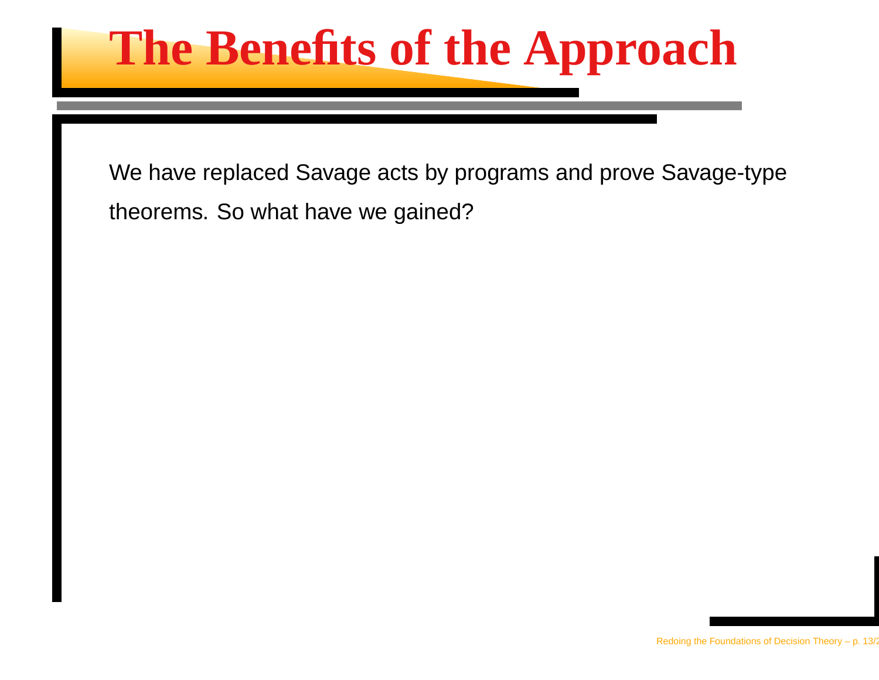# The Benefits of the Approach

We have replaced Savage acts by programs and prove Savage-type theorems. So what have we gained?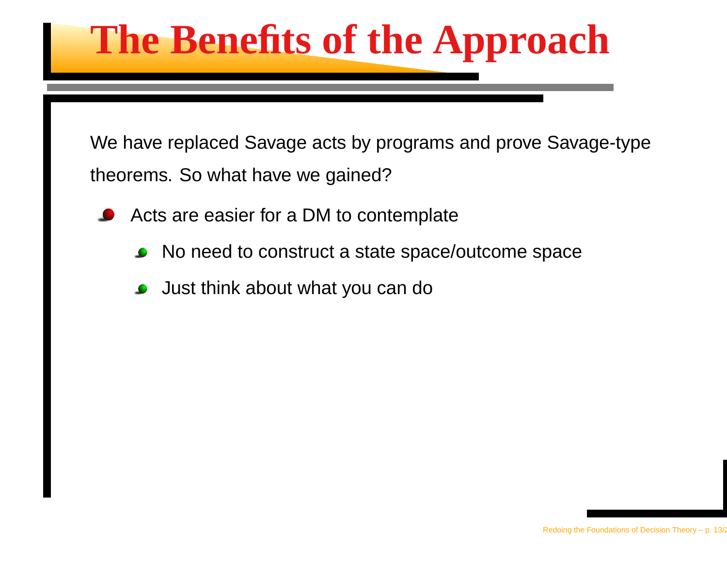# The Benefits of the Approach

We have replaced Savage acts by programs and prove Savage-type theorems. So what have we gained?

- Acts are easier for a DM to contemplate
  - No need to construct a state space/outcome space
  - Just think about what you can do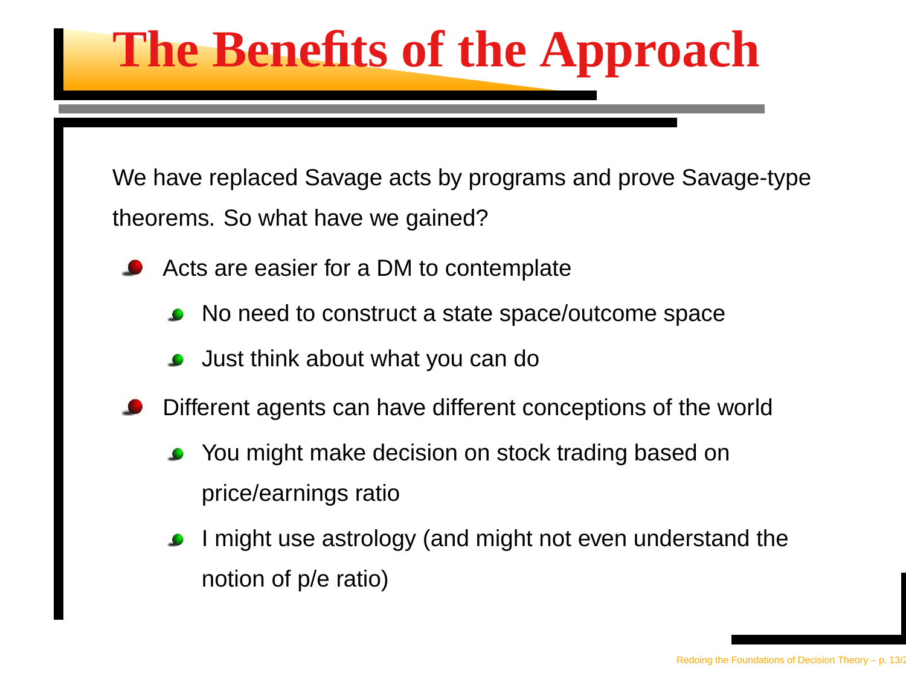# The Benefits of the Approach

We have replaced Savage acts by programs and prove Savage-type theorems. So what have we gained?

- Acts are easier for a DM to contemplate
  - No need to construct a state space/outcome space
  - Just think about what you can do
- Different agents can have different conceptions of the world
  - You might make decision on stock trading based on price/earnings ratio
  - I might use astrology (and might not even understand the notion of p/e ratio)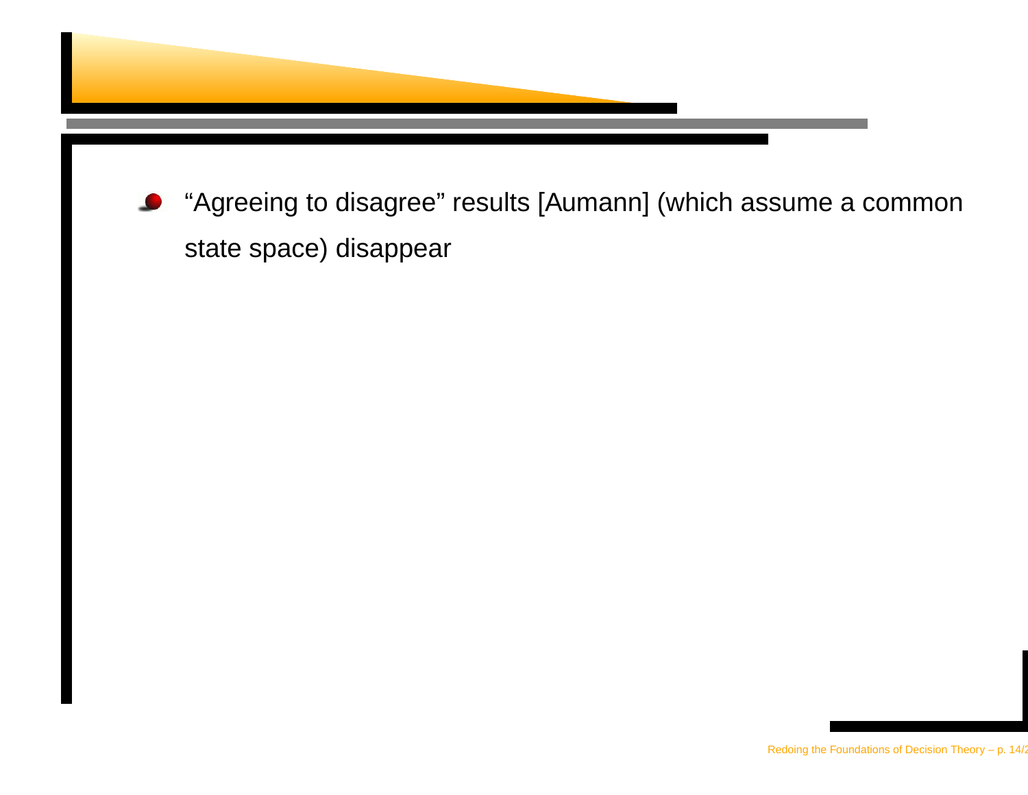- “Agreeing to disagree” results [Aumann] (which assume a common state space) disappear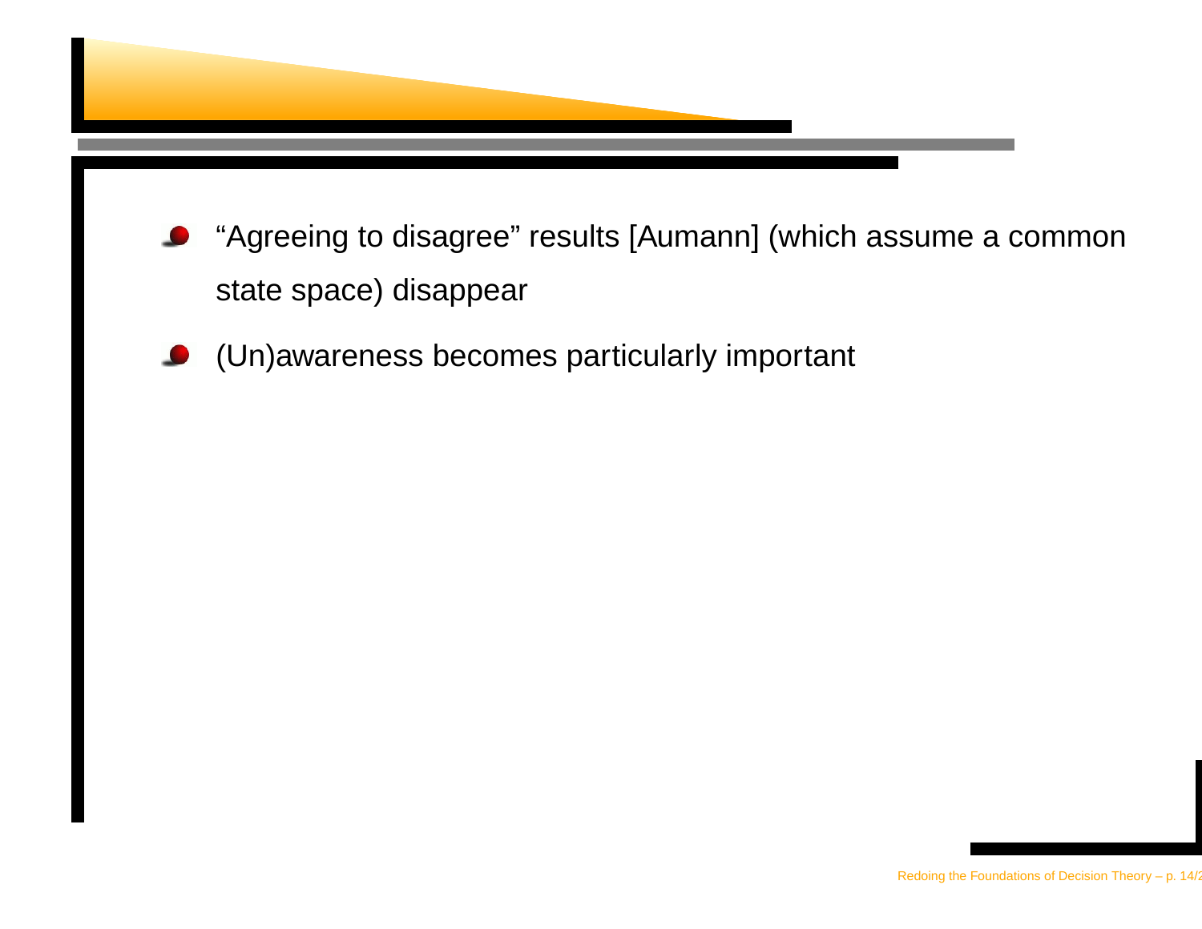- “Agreeing to disagree” results [Aumann] (which assume a common state space) disappear
- (Un)awareness becomes particularly important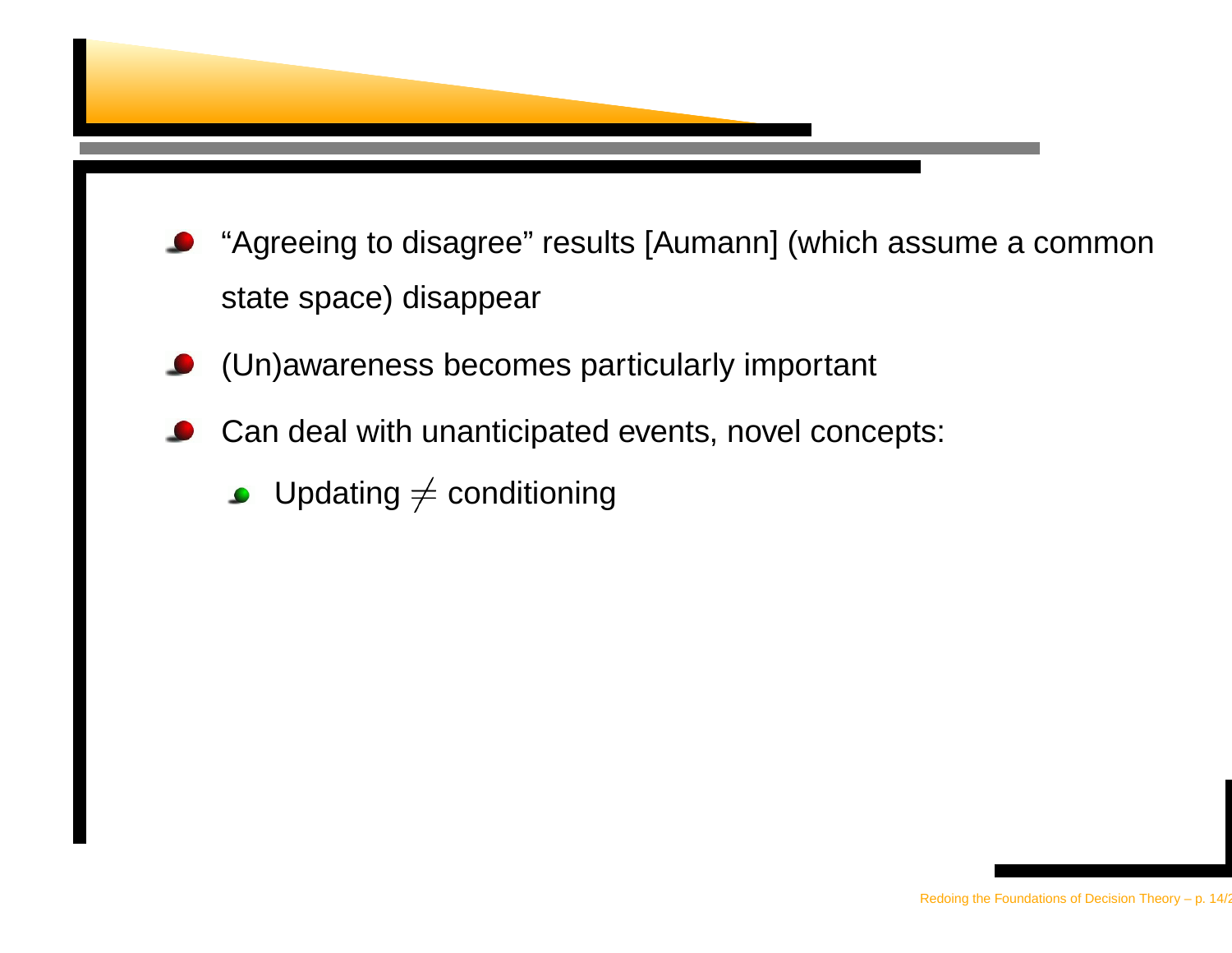- “Agreeing to disagree” results [Aumann] (which assume a common state space) disappear
- (Un)awareness becomes particularly important
- Can deal with unanticipated events, novel concepts:
  - Updating $\neq$ conditioning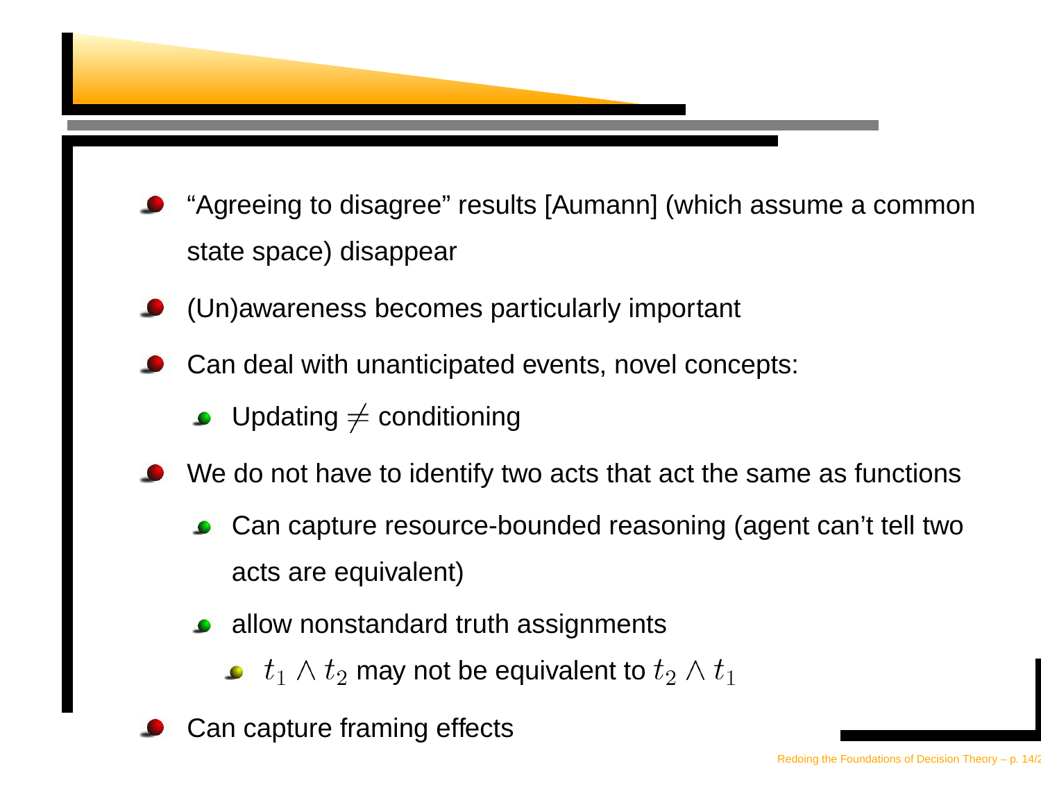- “Agreeing to disagree” results [Aumann] (which assume a common state space) disappear
- (Un)awareness becomes particularly important
- Can deal with unanticipated events, novel concepts:
  - Updating $\neq$ conditioning
- We do not have to identify two acts that act the same as functions
  - Can capture resource-bounded reasoning (agent can’t tell two acts are equivalent)
  - allow nonstandard truth assignments
    - $t_1 \wedge t_2$ may not be equivalent to $t_2 \wedge t_1$
- Can capture framing effects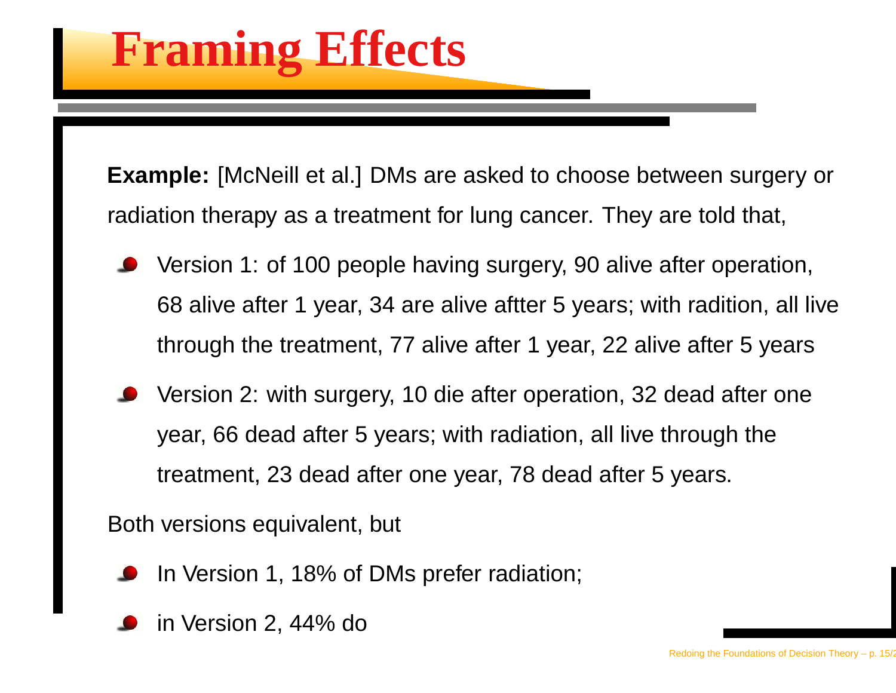# Framing Effects

**Example:** [McNeill et al.] DMs are asked to choose between surgery or radiation therapy as a treatment for lung cancer. They are told that,

- Version 1: of 100 people having surgery, 90 alive after operation, 68 alive after 1 year, 34 are alive aftter 5 years; with radition, all live through the treatment, 77 alive after 1 year, 22 alive after 5 years
- Version 2: with surgery, 10 die after operation, 32 dead after one year, 66 dead after 5 years; with radiation, all live through the treatment, 23 dead after one year, 78 dead after 5 years.

Both versions equivalent, but

- In Version 1, 18% of DMs prefer radiation;
- in Version 2, 44% do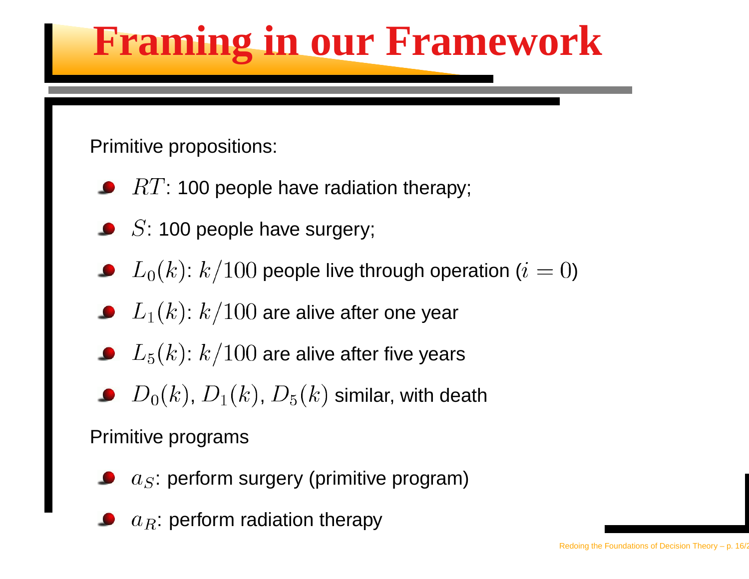# Framing in our Framework

Primitive propositions:

- $RT$: 100 people have radiation therapy;
- $S$: 100 people have surgery;
- $L_0(k)$: $k/100$ people live through operation ($i = 0$)
- $L_1(k)$: $k/100$ are alive after one year
- $L_5(k)$: $k/100$ are alive after five years
- $D_0(k)$, $D_1(k)$, $D_5(k)$ similar, with death

Primitive programs

- $a_S$: perform surgery (primitive program)
- $a_R$: perform radiation therapy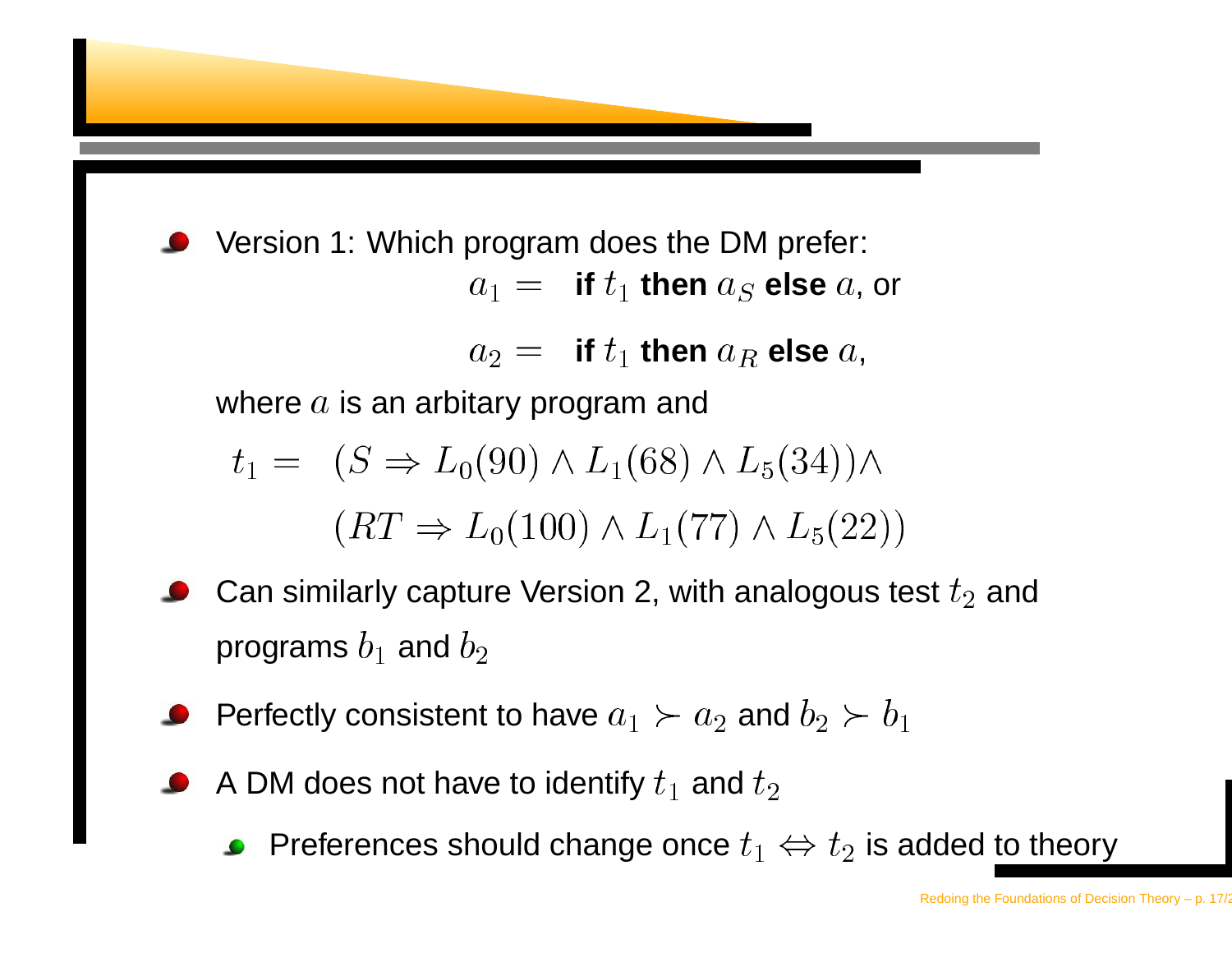- Version 1: Which program does the DM prefer:

$$a_1 = \textbf{ if } t_1 \textbf{ then } a_S \textbf{ else } a\text{, or}$$

$$a_2 = \textbf{ if } t_1 \textbf{ then } a_R \textbf{ else } a\text{,}$$

  where $a$ is an arbitary program and

$$t_1 = (S \Rightarrow L_0(90) \wedge L_1(68) \wedge L_5(34)) \wedge$$
$$(RT \Rightarrow L_0(100) \wedge L_1(77) \wedge L_5(22))$$

- Can similarly capture Version 2, with analogous test $t_2$ and programs $b_1$ and $b_2$
- Perfectly consistent to have $a_1 \succ a_2$ and $b_2 \succ b_1$
- A DM does not have to identify $t_1$ and $t_2$
  - Preferences should change once $t_1 \Leftrightarrow t_2$ is added to theory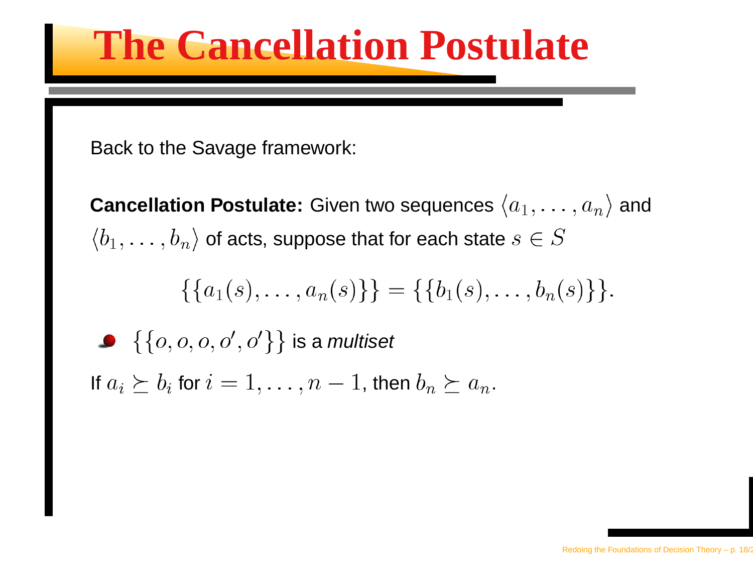# The Cancellation Postulate

Back to the Savage framework:

**Cancellation Postulate:** Given two sequences $\langle a_1, \ldots, a_n \rangle$ and $\langle b_1, \ldots, b_n \rangle$ of acts, suppose that for each state $s \in S$

$$\{\{a_1(s), \ldots, a_n(s)\}\} = \{\{b_1(s), \ldots, b_n(s)\}\}.$$

- $\{\{o, o, o, o', o'\}\}$ is a *multiset*

If $a_i \succeq b_i$ for $i = 1, \ldots, n-1$, then $b_n \succeq a_n$.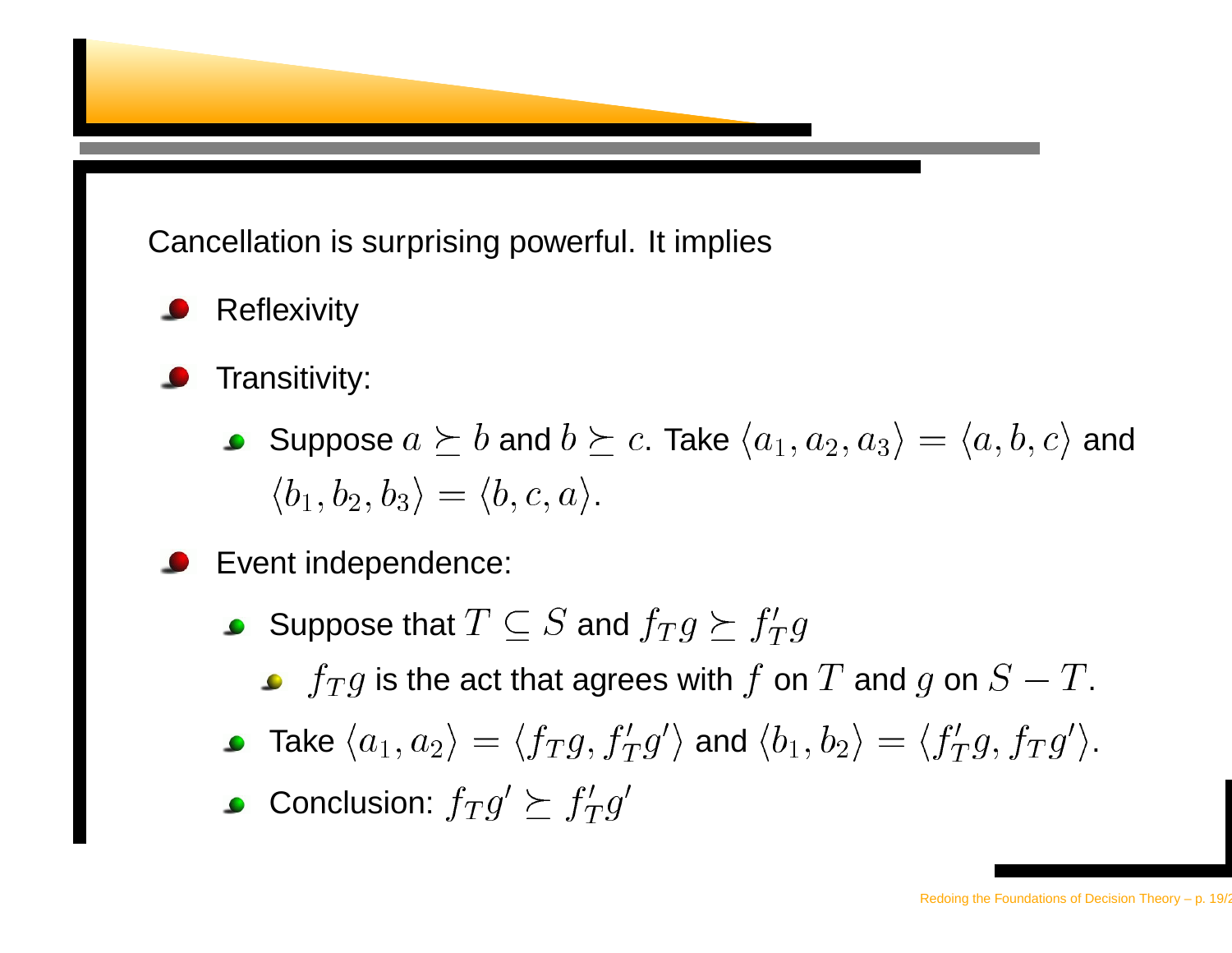Cancellation is surprising powerful. It implies

- Reflexivity
- Transitivity:
  - Suppose $a \succeq b$ and $b \succeq c$. Take $\langle a_1, a_2, a_3 \rangle = \langle a, b, c \rangle$ and $\langle b_1, b_2, b_3 \rangle = \langle b, c, a \rangle$.
- Event independence:
  - Suppose that $T \subseteq S$ and $f_T g \succeq f'_T g$
    - $f_T g$ is the act that agrees with $f$ on $T$ and $g$ on $S - T$.
  - Take $\langle a_1, a_2 \rangle = \langle f_T g, f'_T g' \rangle$ and $\langle b_1, b_2 \rangle = \langle f'_T g, f_T g' \rangle$.
  - Conclusion: $f_T g' \succeq f'_T g'$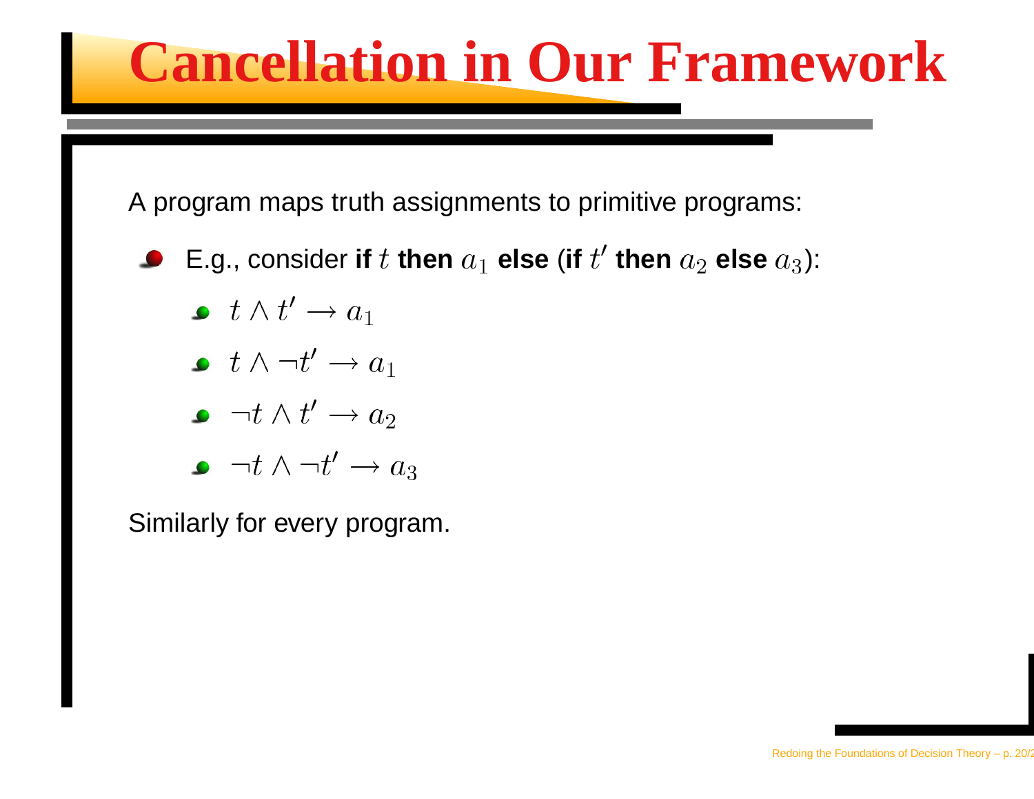# Cancellation in Our Framework

A program maps truth assignments to primitive programs:

- E.g., consider **if** $t$ **then** $a_1$ **else** (**if** $t'$ **then** $a_2$ **else** $a_3$):
  - $t \wedge t' \rightarrow a_1$
  - $t \wedge \neg t' \rightarrow a_1$
  - $\neg t \wedge t' \rightarrow a_2$
  - $\neg t \wedge \neg t' \rightarrow a_3$

Similarly for every program.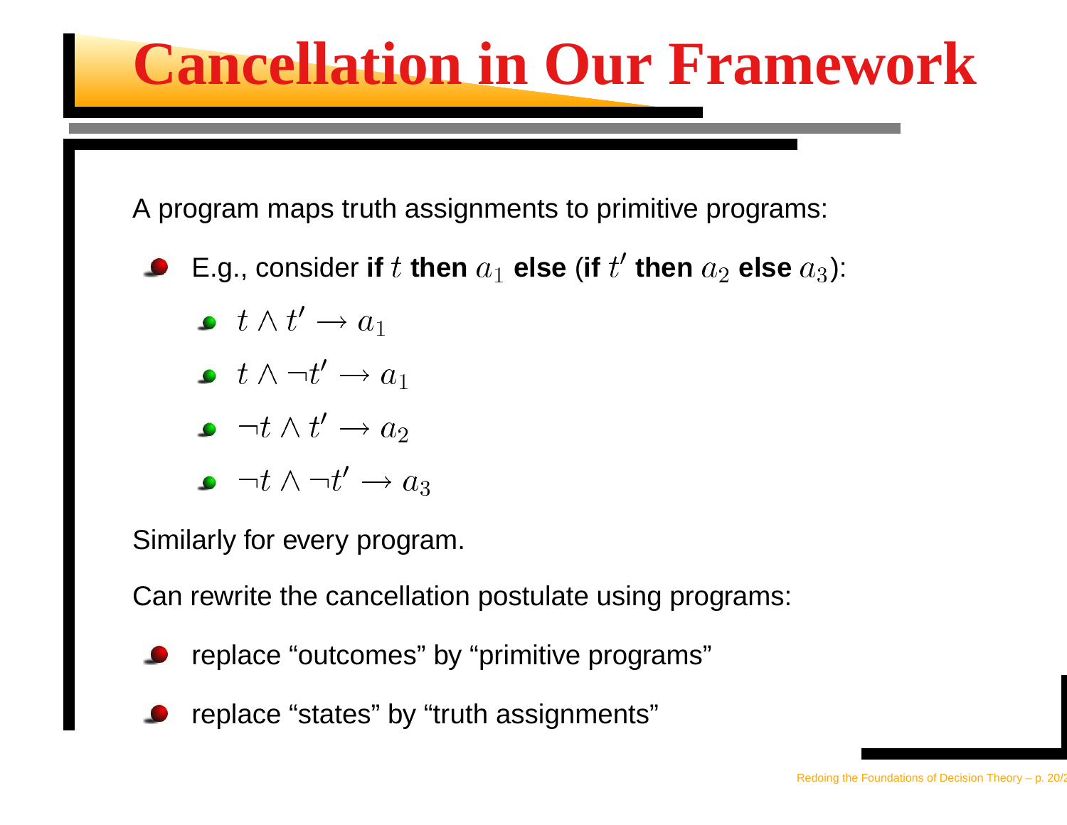# Cancellation in Our Framework

A program maps truth assignments to primitive programs:

- E.g., consider **if** $t$ **then** $a_1$ **else** (**if** $t'$ **then** $a_2$ **else** $a_3$):
  - $t \wedge t' \rightarrow a_1$
  - $t \wedge \neg t' \rightarrow a_1$
  - $\neg t \wedge t' \rightarrow a_2$
  - $\neg t \wedge \neg t' \rightarrow a_3$

Similarly for every program.

Can rewrite the cancellation postulate using programs:

- replace “outcomes” by “primitive programs”
- replace “states” by “truth assignments”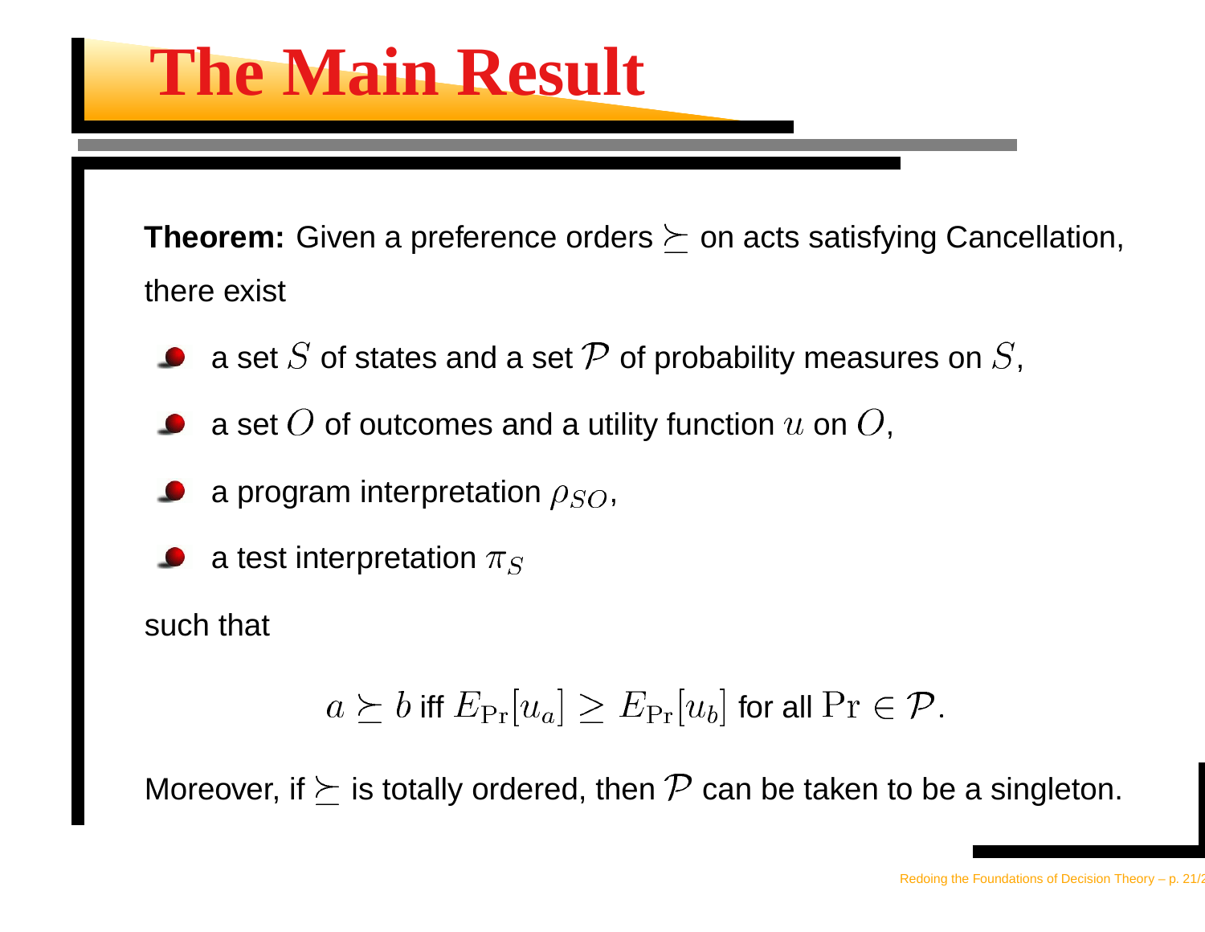# The Main Result

**Theorem:** Given a preference orders $\succeq$ on acts satisfying Cancellation, there exist

- a set $S$ of states and a set $\mathcal{P}$ of probability measures on $S$,
- a set $O$ of outcomes and a utility function $u$ on $O$,
- a program interpretation $\rho_{SO}$,
- a test interpretation $\pi_S$

such that

$$a \succeq b \text{ iff } E_{\mathrm{Pr}}[u_a] \geq E_{\mathrm{Pr}}[u_b] \text{ for all } \mathrm{Pr} \in \mathcal{P}.$$

Moreover, if $\succeq$ is totally ordered, then $\mathcal{P}$ can be taken to be a singleton.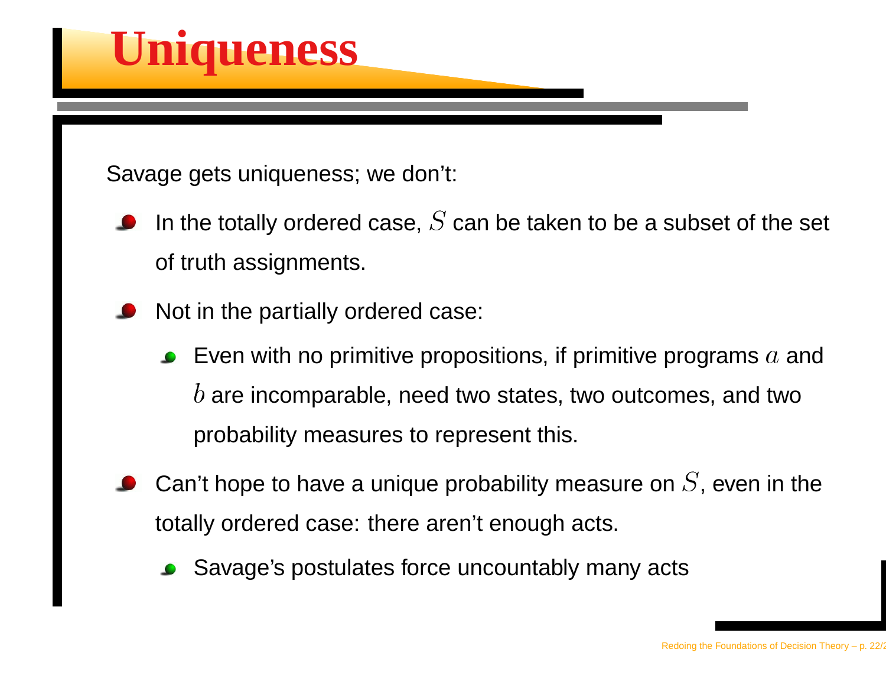# Uniqueness

Savage gets uniqueness; we don't:

- In the totally ordered case, $S$ can be taken to be a subset of the set of truth assignments.
- Not in the partially ordered case:
  - Even with no primitive propositions, if primitive programs $a$ and $b$ are incomparable, need two states, two outcomes, and two probability measures to represent this.
- Can't hope to have a unique probability measure on $S$, even in the totally ordered case: there aren't enough acts.
  - Savage's postulates force uncountably many acts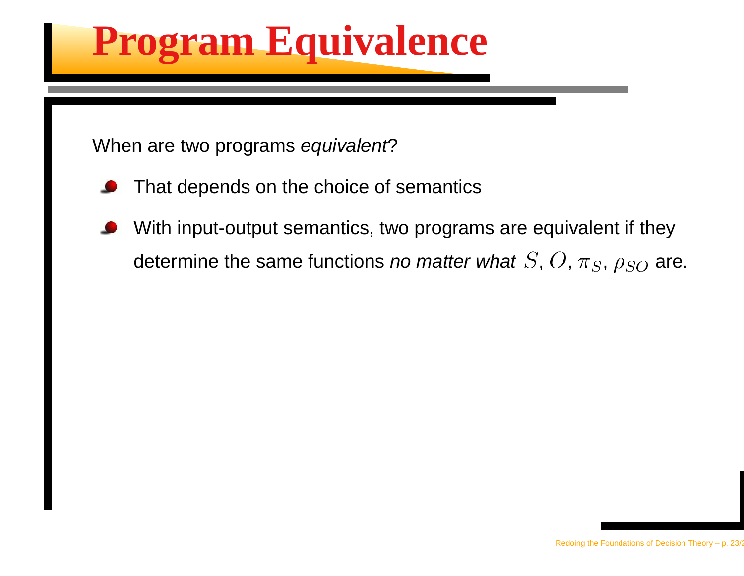# Program Equivalence

When are two programs *equivalent*?

- That depends on the choice of semantics
- With input-output semantics, two programs are equivalent if they determine the same functions *no matter what* $S$, $O$, $\pi_S$, $\rho_{SO}$ are.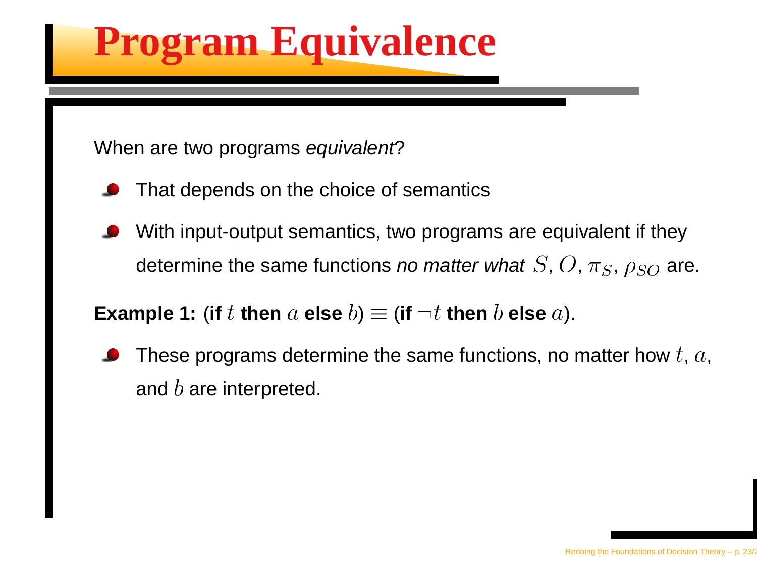# Program Equivalence

When are two programs *equivalent*?

- That depends on the choice of semantics
- With input-output semantics, two programs are equivalent if they determine the same functions *no matter what* $S$, $O$, $\pi_S$, $\rho_{SO}$ are.

**Example 1:** (**if** $t$ **then** $a$ **else** $b$) $\equiv$ (**if** $\neg t$ **then** $b$ **else** $a$).

- These programs determine the same functions, no matter how $t$, $a$, and $b$ are interpreted.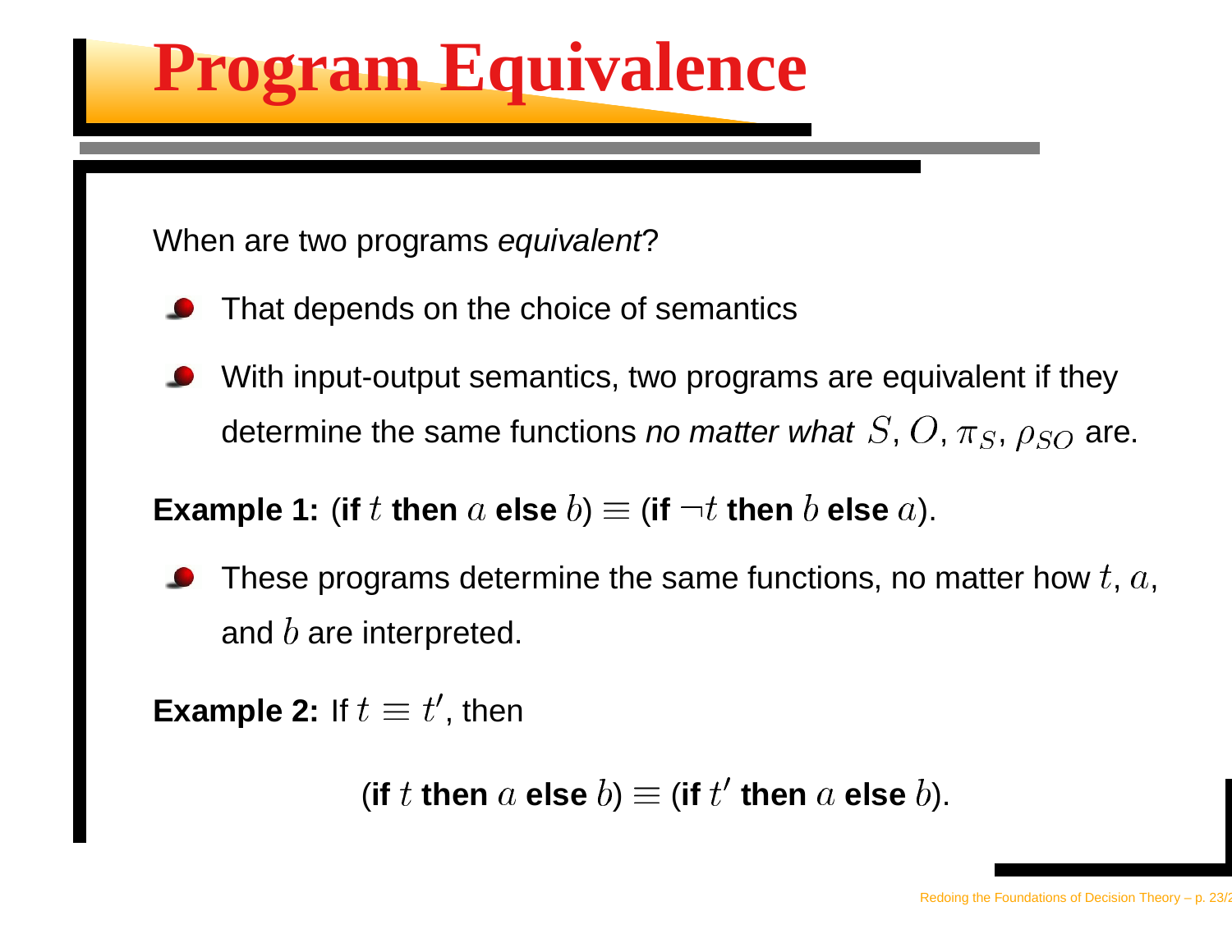# Program Equivalence

When are two programs *equivalent*?

- That depends on the choice of semantics
- With input-output semantics, two programs are equivalent if they determine the same functions *no matter what* $S$, $O$, $\pi_S$, $\rho_{SO}$ are.

**Example 1:** (**if** $t$ **then** $a$ **else** $b$) $\equiv$ (**if** $\neg t$ **then** $b$ **else** $a$).

- These programs determine the same functions, no matter how $t$, $a$, and $b$ are interpreted.

**Example 2:** If $t \equiv t'$, then

$$(\textbf{if } t \textbf{ then } a \textbf{ else } b) \equiv (\textbf{if } t' \textbf{ then } a \textbf{ else } b).$$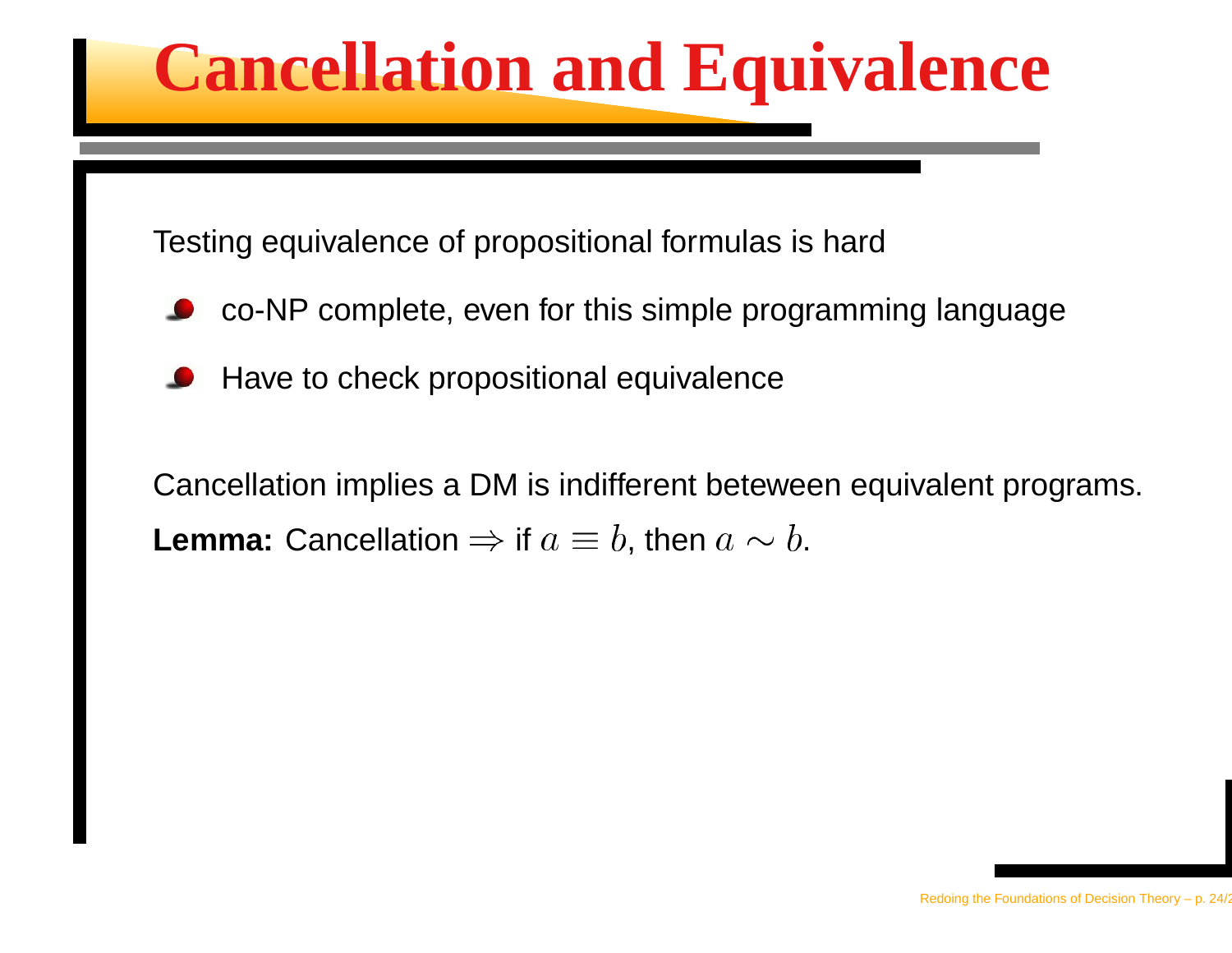# Cancellation and Equivalence

Testing equivalence of propositional formulas is hard

- co-NP complete, even for this simple programming language
- Have to check propositional equivalence

Cancellation implies a DM is indifferent beteween equivalent programs.

**Lemma:** Cancellation $\Rightarrow$ if $a \equiv b$, then $a \sim b$.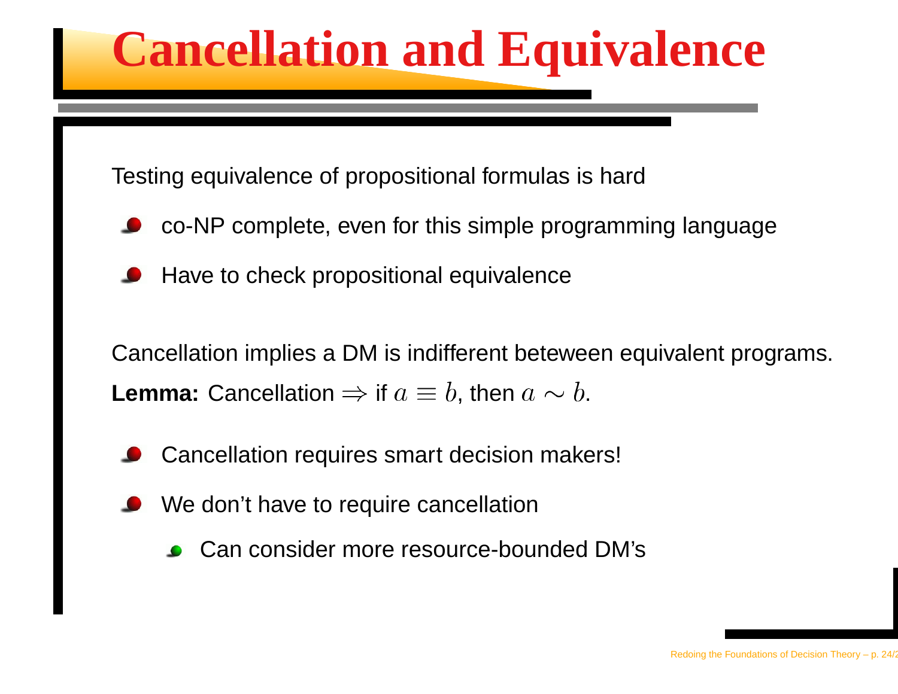# Cancellation and Equivalence

Testing equivalence of propositional formulas is hard

- co-NP complete, even for this simple programming language
- Have to check propositional equivalence

Cancellation implies a DM is indifferent beteween equivalent programs.

**Lemma:** Cancellation $\Rightarrow$ if $a \equiv b$, then $a \sim b$.

- Cancellation requires smart decision makers!
- We don't have to require cancellation
  - Can consider more resource-bounded DM's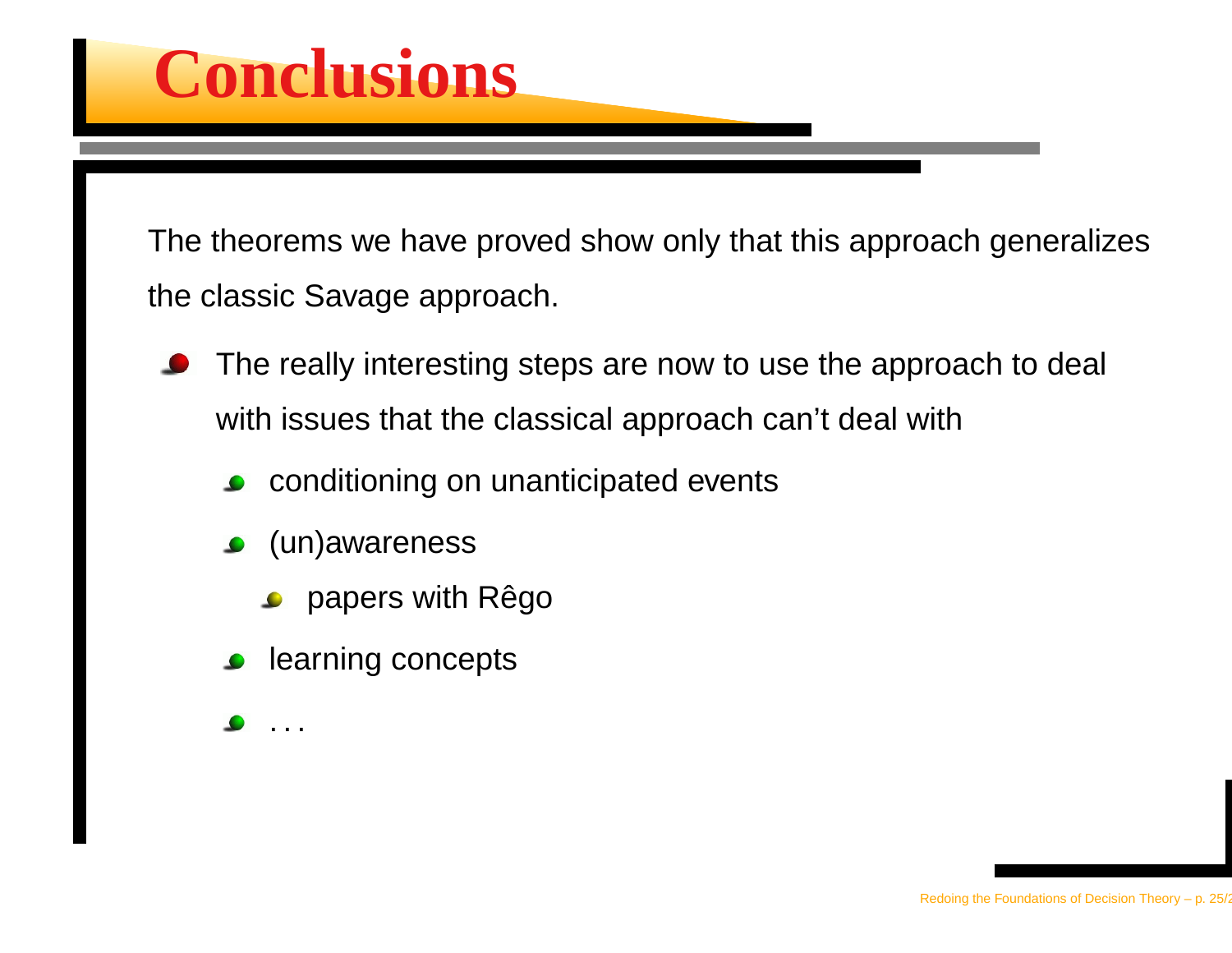# Conclusions

The theorems we have proved show only that this approach generalizes the classic Savage approach.

- The really interesting steps are now to use the approach to deal with issues that the classical approach can't deal with
  - conditioning on unanticipated events
  - (un)awareness
    - papers with Rêgo
  - learning concepts
  - ...